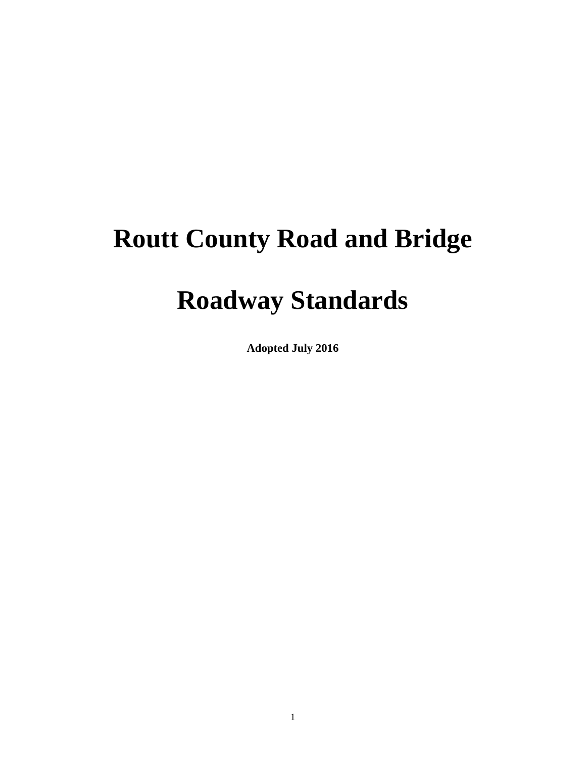# Routt County Road and Bridge

# Roadway Standards

**Adopted July 2016**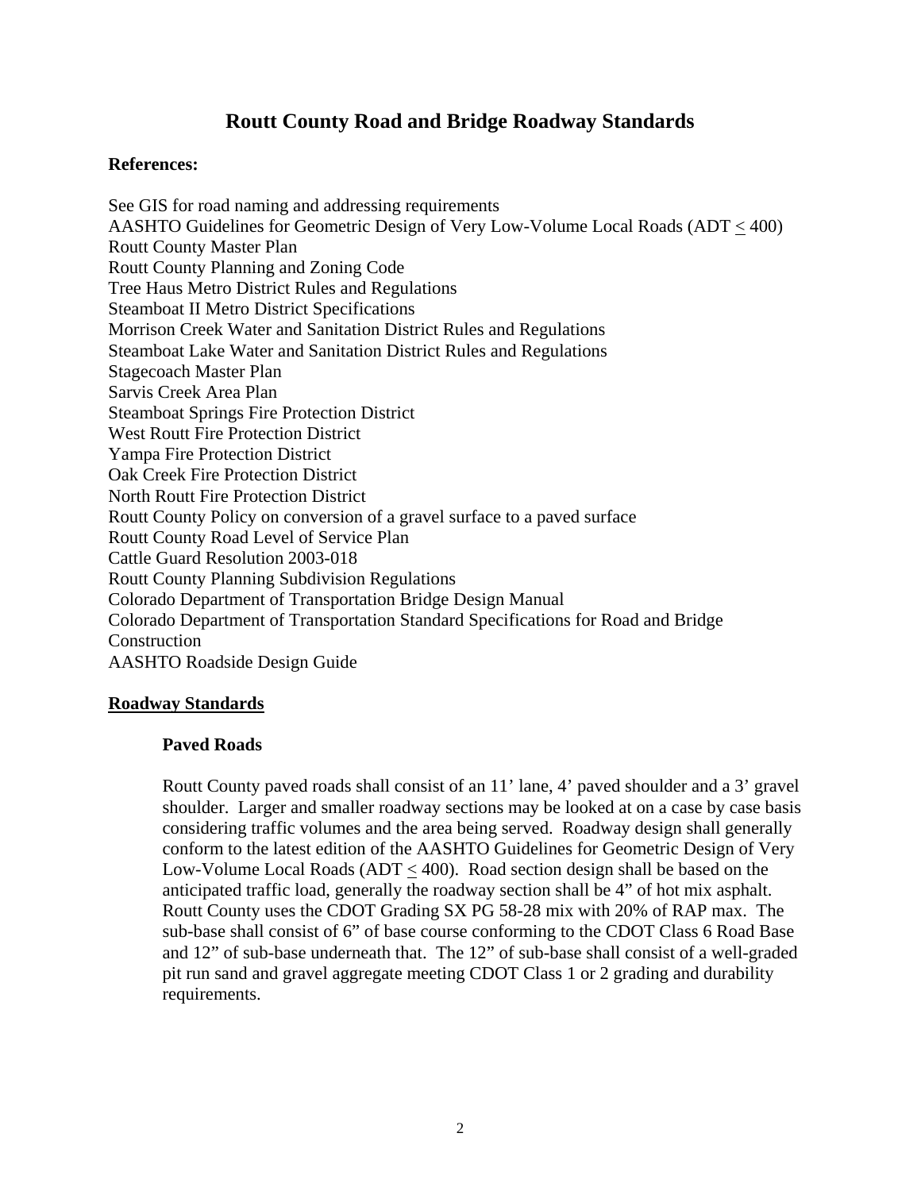# Routt County Road and Bridge Roadway Standards

**References:**

See GIS for road naming and addressing requirements
AASHTO Guidelines for Geometric Design of Very Low-Volume Local Roads (ADT $\leq$ 400)
Routt County Master Plan
Routt County Planning and Zoning Code
Tree Haus Metro District Rules and Regulations
Steamboat II Metro District Specifications
Morrison Creek Water and Sanitation District Rules and Regulations
Steamboat Lake Water and Sanitation District Rules and Regulations
Stagecoach Master Plan
Sarvis Creek Area Plan
Steamboat Springs Fire Protection District
West Routt Fire Protection District
Yampa Fire Protection District
Oak Creek Fire Protection District
North Routt Fire Protection District
Routt County Policy on conversion of a gravel surface to a paved surface
Routt County Road Level of Service Plan
Cattle Guard Resolution 2003-018
Routt County Planning Subdivision Regulations
Colorado Department of Transportation Bridge Design Manual
Colorado Department of Transportation Standard Specifications for Road and Bridge Construction
AASHTO Roadside Design Guide

## Roadway Standards

### Paved Roads

Routt County paved roads shall consist of an 11' lane, 4' paved shoulder and a 3' gravel shoulder. Larger and smaller roadway sections may be looked at on a case by case basis considering traffic volumes and the area being served. Roadway design shall generally conform to the latest edition of the AASHTO Guidelines for Geometric Design of Very Low-Volume Local Roads (ADT $\leq$ 400). Road section design shall be based on the anticipated traffic load, generally the roadway section shall be 4" of hot mix asphalt. Routt County uses the CDOT Grading SX PG 58-28 mix with 20% of RAP max. The sub-base shall consist of 6" of base course conforming to the CDOT Class 6 Road Base and 12" of sub-base underneath that. The 12" of sub-base shall consist of a well-graded pit run sand and gravel aggregate meeting CDOT Class 1 or 2 grading and durability requirements.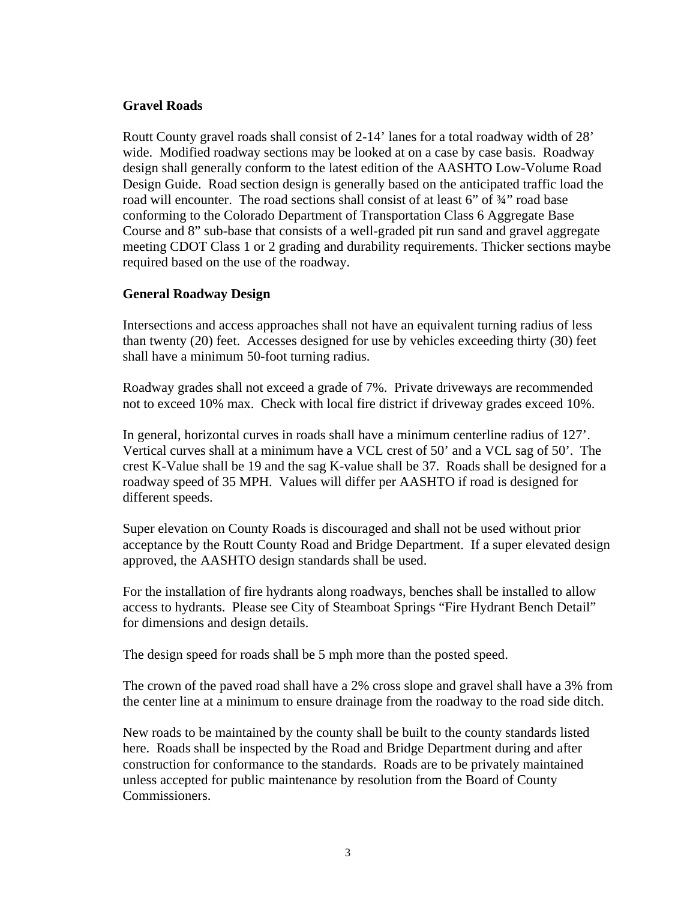**Gravel Roads**

Routt County gravel roads shall consist of 2-14' lanes for a total roadway width of 28' wide. Modified roadway sections may be looked at on a case by case basis. Roadway design shall generally conform to the latest edition of the AASHTO Low-Volume Road Design Guide. Road section design is generally based on the anticipated traffic load the road will encounter. The road sections shall consist of at least 6" of ¾" road base conforming to the Colorado Department of Transportation Class 6 Aggregate Base Course and 8" sub-base that consists of a well-graded pit run sand and gravel aggregate meeting CDOT Class 1 or 2 grading and durability requirements. Thicker sections maybe required based on the use of the roadway.

**General Roadway Design**

Intersections and access approaches shall not have an equivalent turning radius of less than twenty (20) feet. Accesses designed for use by vehicles exceeding thirty (30) feet shall have a minimum 50-foot turning radius.

Roadway grades shall not exceed a grade of 7%. Private driveways are recommended not to exceed 10% max. Check with local fire district if driveway grades exceed 10%.

In general, horizontal curves in roads shall have a minimum centerline radius of 127'. Vertical curves shall at a minimum have a VCL crest of 50' and a VCL sag of 50'. The crest K-Value shall be 19 and the sag K-value shall be 37. Roads shall be designed for a roadway speed of 35 MPH. Values will differ per AASHTO if road is designed for different speeds.

Super elevation on County Roads is discouraged and shall not be used without prior acceptance by the Routt County Road and Bridge Department. If a super elevated design approved, the AASHTO design standards shall be used.

For the installation of fire hydrants along roadways, benches shall be installed to allow access to hydrants. Please see City of Steamboat Springs "Fire Hydrant Bench Detail" for dimensions and design details.

The design speed for roads shall be 5 mph more than the posted speed.

The crown of the paved road shall have a 2% cross slope and gravel shall have a 3% from the center line at a minimum to ensure drainage from the roadway to the road side ditch.

New roads to be maintained by the county shall be built to the county standards listed here. Roads shall be inspected by the Road and Bridge Department during and after construction for conformance to the standards. Roads are to be privately maintained unless accepted for public maintenance by resolution from the Board of County Commissioners.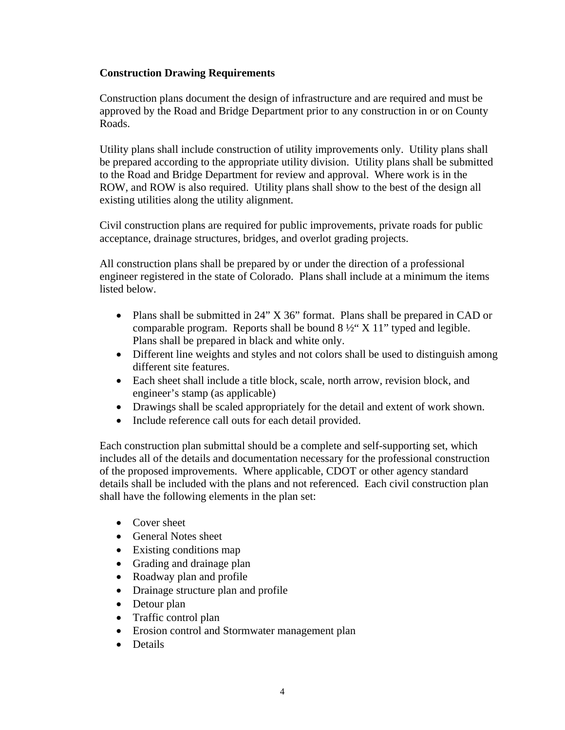**Construction Drawing Requirements**

Construction plans document the design of infrastructure and are required and must be approved by the Road and Bridge Department prior to any construction in or on County Roads.

Utility plans shall include construction of utility improvements only. Utility plans shall be prepared according to the appropriate utility division. Utility plans shall be submitted to the Road and Bridge Department for review and approval. Where work is in the ROW, and ROW is also required. Utility plans shall show to the best of the design all existing utilities along the utility alignment.

Civil construction plans are required for public improvements, private roads for public acceptance, drainage structures, bridges, and overlot grading projects.

All construction plans shall be prepared by or under the direction of a professional engineer registered in the state of Colorado. Plans shall include at a minimum the items listed below.

- Plans shall be submitted in 24” X 36” format. Plans shall be prepared in CAD or comparable program. Reports shall be bound 8 ½“ X 11” typed and legible. Plans shall be prepared in black and white only.
- Different line weights and styles and not colors shall be used to distinguish among different site features.
- Each sheet shall include a title block, scale, north arrow, revision block, and engineer’s stamp (as applicable)
- Drawings shall be scaled appropriately for the detail and extent of work shown.
- Include reference call outs for each detail provided.

Each construction plan submittal should be a complete and self-supporting set, which includes all of the details and documentation necessary for the professional construction of the proposed improvements. Where applicable, CDOT or other agency standard details shall be included with the plans and not referenced. Each civil construction plan shall have the following elements in the plan set:

- Cover sheet
- General Notes sheet
- Existing conditions map
- Grading and drainage plan
- Roadway plan and profile
- Drainage structure plan and profile
- Detour plan
- Traffic control plan
- Erosion control and Stormwater management plan
- Details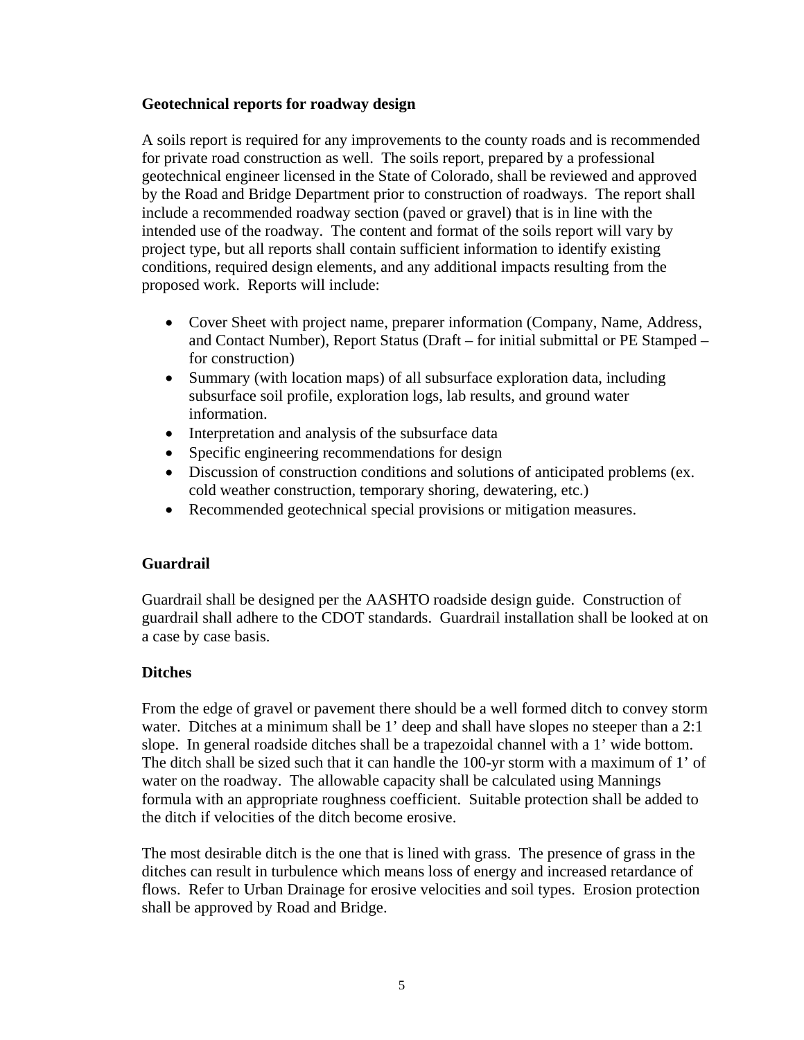**Geotechnical reports for roadway design**

A soils report is required for any improvements to the county roads and is recommended for private road construction as well. The soils report, prepared by a professional geotechnical engineer licensed in the State of Colorado, shall be reviewed and approved by the Road and Bridge Department prior to construction of roadways. The report shall include a recommended roadway section (paved or gravel) that is in line with the intended use of the roadway. The content and format of the soils report will vary by project type, but all reports shall contain sufficient information to identify existing conditions, required design elements, and any additional impacts resulting from the proposed work. Reports will include:

- Cover Sheet with project name, preparer information (Company, Name, Address, and Contact Number), Report Status (Draft – for initial submittal or PE Stamped – for construction)
- Summary (with location maps) of all subsurface exploration data, including subsurface soil profile, exploration logs, lab results, and ground water information.
- Interpretation and analysis of the subsurface data
- Specific engineering recommendations for design
- Discussion of construction conditions and solutions of anticipated problems (ex. cold weather construction, temporary shoring, dewatering, etc.)
- Recommended geotechnical special provisions or mitigation measures.

**Guardrail**

Guardrail shall be designed per the AASHTO roadside design guide. Construction of guardrail shall adhere to the CDOT standards. Guardrail installation shall be looked at on a case by case basis.

**Ditches**

From the edge of gravel or pavement there should be a well formed ditch to convey storm water. Ditches at a minimum shall be 1' deep and shall have slopes no steeper than a 2:1 slope. In general roadside ditches shall be a trapezoidal channel with a 1' wide bottom. The ditch shall be sized such that it can handle the 100-yr storm with a maximum of 1' of water on the roadway. The allowable capacity shall be calculated using Mannings formula with an appropriate roughness coefficient. Suitable protection shall be added to the ditch if velocities of the ditch become erosive.

The most desirable ditch is the one that is lined with grass. The presence of grass in the ditches can result in turbulence which means loss of energy and increased retardance of flows. Refer to Urban Drainage for erosive velocities and soil types. Erosion protection shall be approved by Road and Bridge.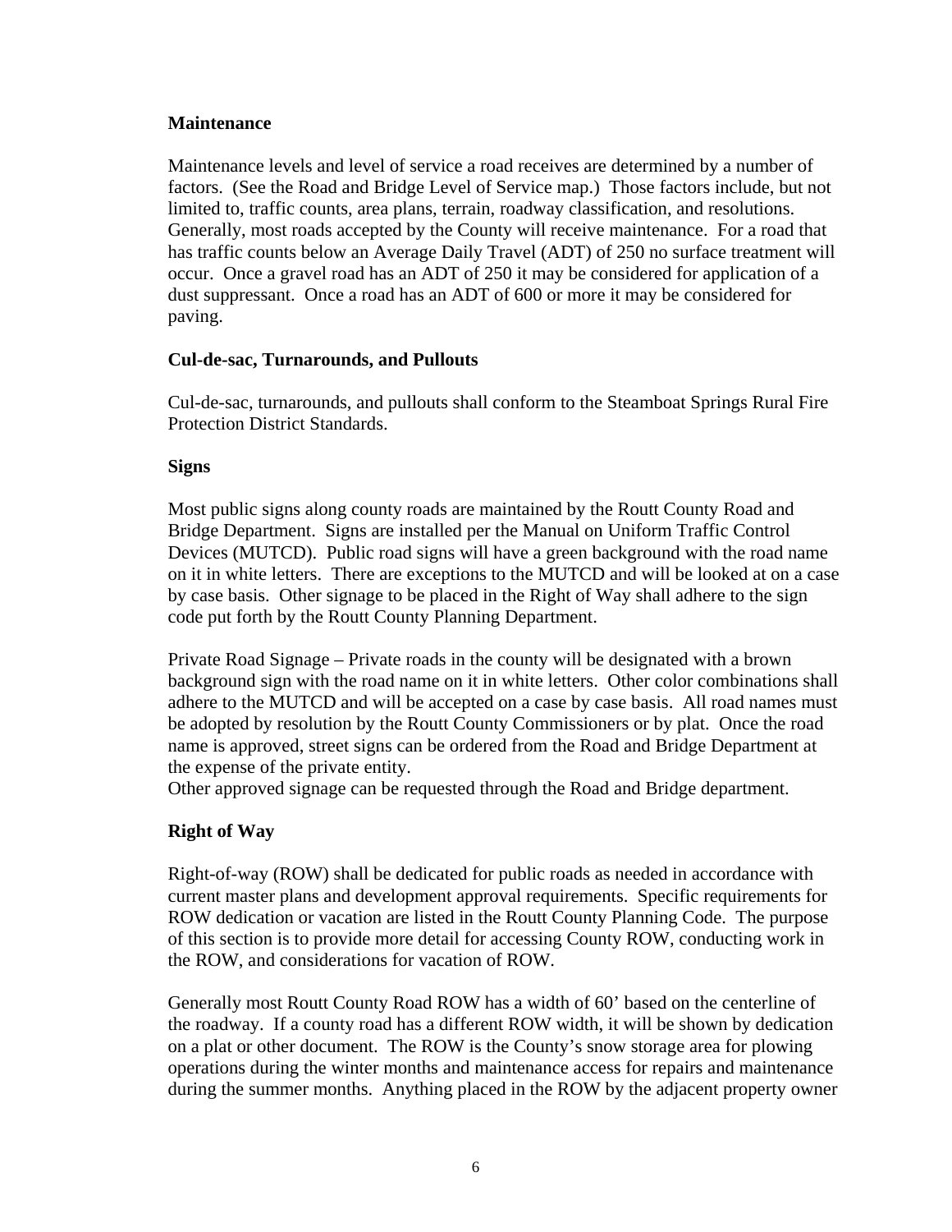### Maintenance

Maintenance levels and level of service a road receives are determined by a number of factors. (See the Road and Bridge Level of Service map.) Those factors include, but not limited to, traffic counts, area plans, terrain, roadway classification, and resolutions. Generally, most roads accepted by the County will receive maintenance. For a road that has traffic counts below an Average Daily Travel (ADT) of 250 no surface treatment will occur. Once a gravel road has an ADT of 250 it may be considered for application of a dust suppressant. Once a road has an ADT of 600 or more it may be considered for paving.

### Cul-de-sac, Turnarounds, and Pullouts

Cul-de-sac, turnarounds, and pullouts shall conform to the Steamboat Springs Rural Fire Protection District Standards.

### Signs

Most public signs along county roads are maintained by the Routt County Road and Bridge Department. Signs are installed per the Manual on Uniform Traffic Control Devices (MUTCD). Public road signs will have a green background with the road name on it in white letters. There are exceptions to the MUTCD and will be looked at on a case by case basis. Other signage to be placed in the Right of Way shall adhere to the sign code put forth by the Routt County Planning Department.

Private Road Signage – Private roads in the county will be designated with a brown background sign with the road name on it in white letters. Other color combinations shall adhere to the MUTCD and will be accepted on a case by case basis. All road names must be adopted by resolution by the Routt County Commissioners or by plat. Once the road name is approved, street signs can be ordered from the Road and Bridge Department at the expense of the private entity.
Other approved signage can be requested through the Road and Bridge department.

### Right of Way

Right-of-way (ROW) shall be dedicated for public roads as needed in accordance with current master plans and development approval requirements. Specific requirements for ROW dedication or vacation are listed in the Routt County Planning Code. The purpose of this section is to provide more detail for accessing County ROW, conducting work in the ROW, and considerations for vacation of ROW.

Generally most Routt County Road ROW has a width of 60' based on the centerline of the roadway. If a county road has a different ROW width, it will be shown by dedication on a plat or other document. The ROW is the County's snow storage area for plowing operations during the winter months and maintenance access for repairs and maintenance during the summer months. Anything placed in the ROW by the adjacent property owner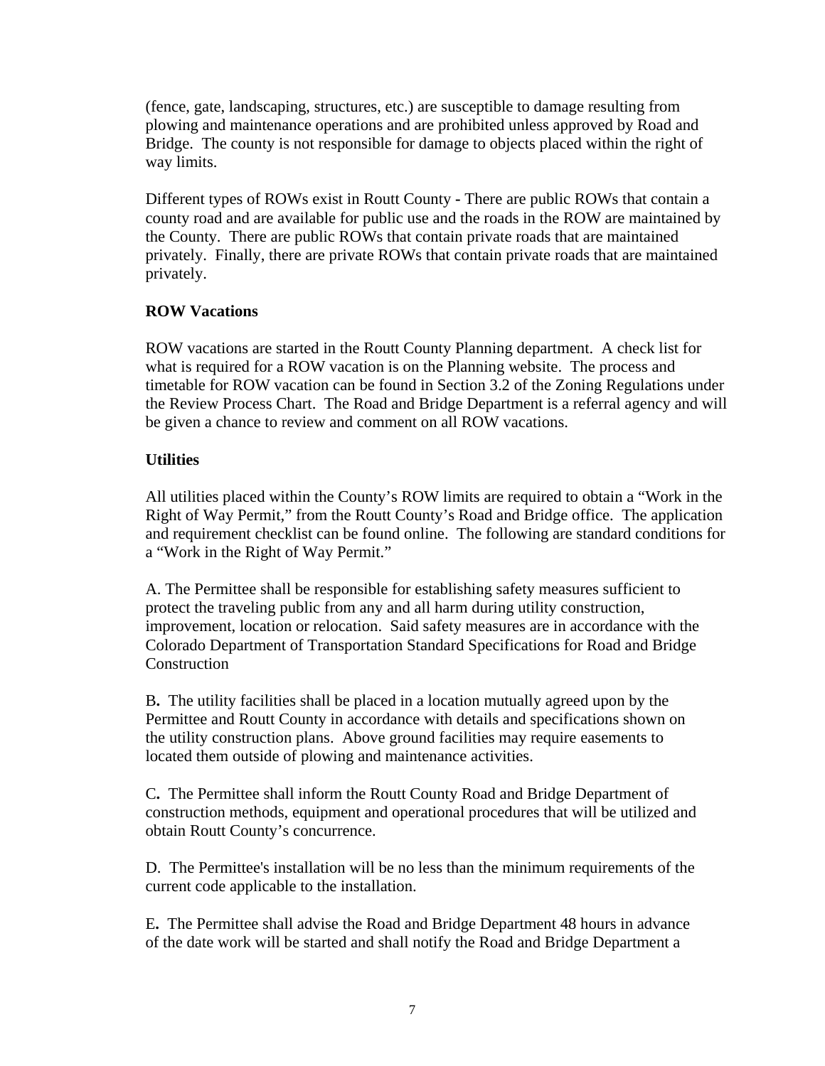(fence, gate, landscaping, structures, etc.) are susceptible to damage resulting from plowing and maintenance operations and are prohibited unless approved by Road and Bridge. The county is not responsible for damage to objects placed within the right of way limits.

Different types of ROWs exist in Routt County - There are public ROWs that contain a county road and are available for public use and the roads in the ROW are maintained by the County. There are public ROWs that contain private roads that are maintained privately. Finally, there are private ROWs that contain private roads that are maintained privately.

**ROW Vacations**

ROW vacations are started in the Routt County Planning department. A check list for what is required for a ROW vacation is on the Planning website. The process and timetable for ROW vacation can be found in Section 3.2 of the Zoning Regulations under the Review Process Chart. The Road and Bridge Department is a referral agency and will be given a chance to review and comment on all ROW vacations.

**Utilities**

All utilities placed within the County's ROW limits are required to obtain a "Work in the Right of Way Permit," from the Routt County's Road and Bridge office. The application and requirement checklist can be found online. The following are standard conditions for a "Work in the Right of Way Permit."

A. The Permittee shall be responsible for establishing safety measures sufficient to protect the traveling public from any and all harm during utility construction, improvement, location or relocation. Said safety measures are in accordance with the Colorado Department of Transportation Standard Specifications for Road and Bridge Construction

B**.** The utility facilities shall be placed in a location mutually agreed upon by the Permittee and Routt County in accordance with details and specifications shown on the utility construction plans. Above ground facilities may require easements to located them outside of plowing and maintenance activities.

C**.** The Permittee shall inform the Routt County Road and Bridge Department of construction methods, equipment and operational procedures that will be utilized and obtain Routt County's concurrence.

D. The Permittee's installation will be no less than the minimum requirements of the current code applicable to the installation.

E**.** The Permittee shall advise the Road and Bridge Department 48 hours in advance of the date work will be started and shall notify the Road and Bridge Department a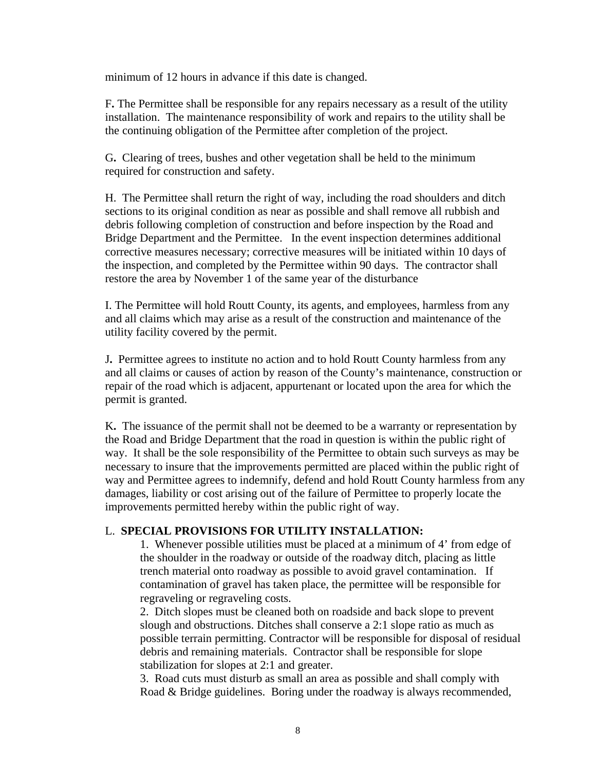minimum of 12 hours in advance if this date is changed.

F**.** The Permittee shall be responsible for any repairs necessary as a result of the utility installation. The maintenance responsibility of work and repairs to the utility shall be the continuing obligation of the Permittee after completion of the project.

G**.** Clearing of trees, bushes and other vegetation shall be held to the minimum required for construction and safety.

H. The Permittee shall return the right of way, including the road shoulders and ditch sections to its original condition as near as possible and shall remove all rubbish and debris following completion of construction and before inspection by the Road and Bridge Department and the Permittee. In the event inspection determines additional corrective measures necessary; corrective measures will be initiated within 10 days of the inspection, and completed by the Permittee within 90 days. The contractor shall restore the area by November 1 of the same year of the disturbance

I. The Permittee will hold Routt County, its agents, and employees, harmless from any and all claims which may arise as a result of the construction and maintenance of the utility facility covered by the permit.

J**.** Permittee agrees to institute no action and to hold Routt County harmless from any and all claims or causes of action by reason of the County's maintenance, construction or repair of the road which is adjacent, appurtenant or located upon the area for which the permit is granted.

K**.** The issuance of the permit shall not be deemed to be a warranty or representation by the Road and Bridge Department that the road in question is within the public right of way. It shall be the sole responsibility of the Permittee to obtain such surveys as may be necessary to insure that the improvements permitted are placed within the public right of way and Permittee agrees to indemnify, defend and hold Routt County harmless from any damages, liability or cost arising out of the failure of Permittee to properly locate the improvements permitted hereby within the public right of way.

L. **SPECIAL PROVISIONS FOR UTILITY INSTALLATION:**

1. Whenever possible utilities must be placed at a minimum of 4' from edge of the shoulder in the roadway or outside of the roadway ditch, placing as little trench material onto roadway as possible to avoid gravel contamination. If contamination of gravel has taken place, the permittee will be responsible for regraveling or regraveling costs.
2. Ditch slopes must be cleaned both on roadside and back slope to prevent slough and obstructions. Ditches shall conserve a 2:1 slope ratio as much as possible terrain permitting. Contractor will be responsible for disposal of residual debris and remaining materials. Contractor shall be responsible for slope stabilization for slopes at 2:1 and greater.
3. Road cuts must disturb as small an area as possible and shall comply with Road & Bridge guidelines. Boring under the roadway is always recommended,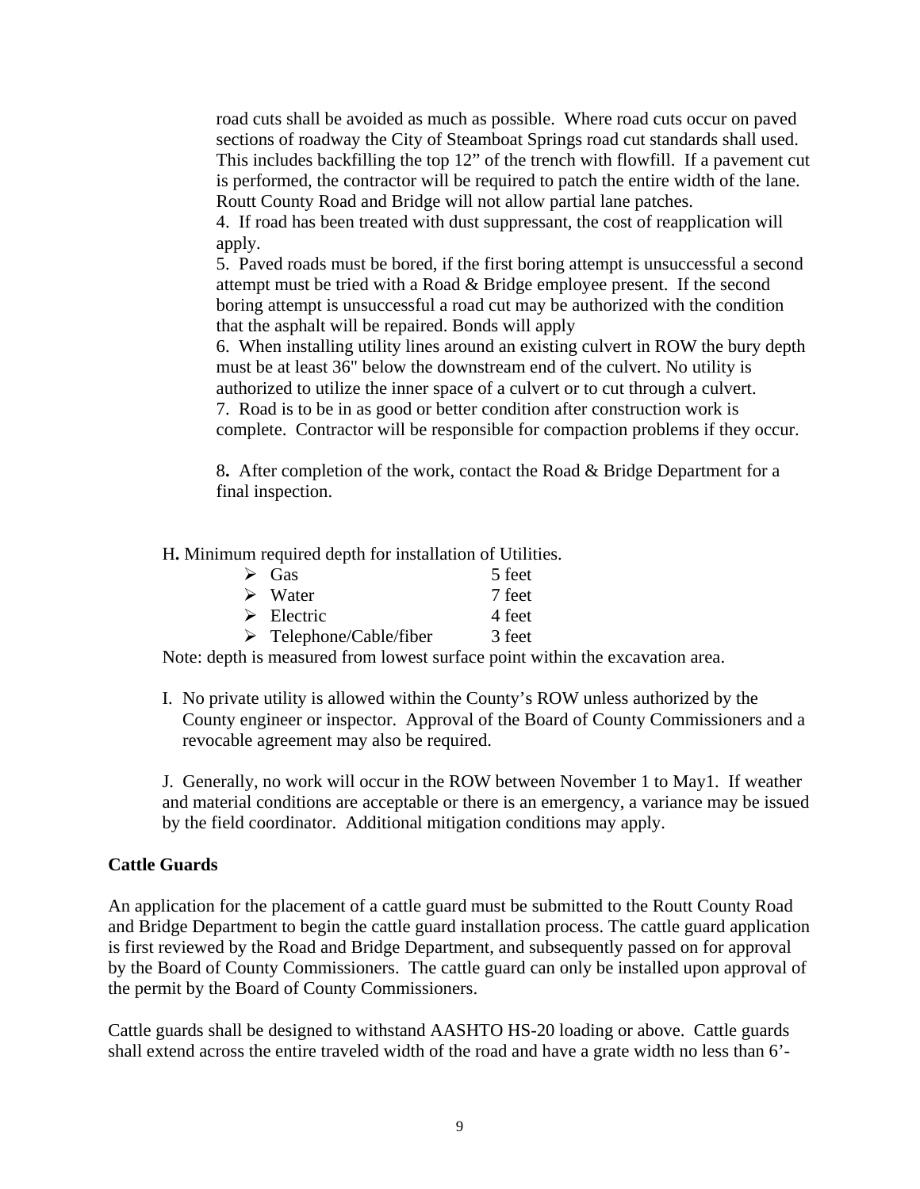road cuts shall be avoided as much as possible. Where road cuts occur on paved sections of roadway the City of Steamboat Springs road cut standards shall used. This includes backfilling the top 12" of the trench with flowfill. If a pavement cut is performed, the contractor will be required to patch the entire width of the lane. Routt County Road and Bridge will not allow partial lane patches.

4. If road has been treated with dust suppressant, the cost of reapplication will apply.

5. Paved roads must be bored, if the first boring attempt is unsuccessful a second attempt must be tried with a Road & Bridge employee present. If the second boring attempt is unsuccessful a road cut may be authorized with the condition that the asphalt will be repaired. Bonds will apply

6. When installing utility lines around an existing culvert in ROW the bury depth must be at least 36" below the downstream end of the culvert. No utility is authorized to utilize the inner space of a culvert or to cut through a culvert.

7. Road is to be in as good or better condition after construction work is complete. Contractor will be responsible for compaction problems if they occur.

8. After completion of the work, contact the Road & Bridge Department for a final inspection.

H. Minimum required depth for installation of Utilities.

- Gas 5 feet
- Water 7 feet
- Electric 4 feet
- Telephone/Cable/fiber 3 feet

Note: depth is measured from lowest surface point within the excavation area.

I. No private utility is allowed within the County's ROW unless authorized by the County engineer or inspector. Approval of the Board of County Commissioners and a revocable agreement may also be required.

J. Generally, no work will occur in the ROW between November 1 to May1. If weather and material conditions are acceptable or there is an emergency, a variance may be issued by the field coordinator. Additional mitigation conditions may apply.

**Cattle Guards**

An application for the placement of a cattle guard must be submitted to the Routt County Road and Bridge Department to begin the cattle guard installation process. The cattle guard application is first reviewed by the Road and Bridge Department, and subsequently passed on for approval by the Board of County Commissioners. The cattle guard can only be installed upon approval of the permit by the Board of County Commissioners.

Cattle guards shall be designed to withstand AASHTO HS-20 loading or above. Cattle guards shall extend across the entire traveled width of the road and have a grate width no less than 6'-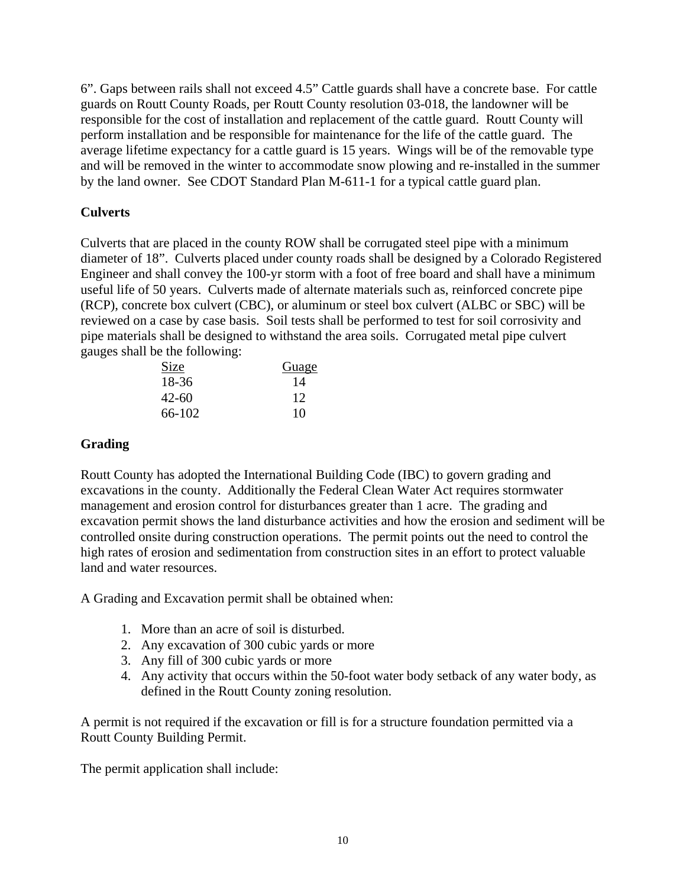6”. Gaps between rails shall not exceed 4.5” Cattle guards shall have a concrete base. For cattle guards on Routt County Roads, per Routt County resolution 03-018, the landowner will be responsible for the cost of installation and replacement of the cattle guard. Routt County will perform installation and be responsible for maintenance for the life of the cattle guard. The average lifetime expectancy for a cattle guard is 15 years. Wings will be of the removable type and will be removed in the winter to accommodate snow plowing and re-installed in the summer by the land owner. See CDOT Standard Plan M-611-1 for a typical cattle guard plan.

**Culverts**

Culverts that are placed in the county ROW shall be corrugated steel pipe with a minimum diameter of 18”. Culverts placed under county roads shall be designed by a Colorado Registered Engineer and shall convey the 100-yr storm with a foot of free board and shall have a minimum useful life of 50 years. Culverts made of alternate materials such as, reinforced concrete pipe (RCP), concrete box culvert (CBC), or aluminum or steel box culvert (ALBC or SBC) will be reviewed on a case by case basis. Soil tests shall be performed to test for soil corrosivity and pipe materials shall be designed to withstand the area soils. Corrugated metal pipe culvert gauges shall be the following:

| Size | Guage |
|---|---|
| 18-36 | 14 |
| 42-60 | 12 |
| 66-102 | 10 |

**Grading**

Routt County has adopted the International Building Code (IBC) to govern grading and excavations in the county. Additionally the Federal Clean Water Act requires stormwater management and erosion control for disturbances greater than 1 acre. The grading and excavation permit shows the land disturbance activities and how the erosion and sediment will be controlled onsite during construction operations. The permit points out the need to control the high rates of erosion and sedimentation from construction sites in an effort to protect valuable land and water resources.

A Grading and Excavation permit shall be obtained when:

1. More than an acre of soil is disturbed.
2. Any excavation of 300 cubic yards or more
3. Any fill of 300 cubic yards or more
4. Any activity that occurs within the 50-foot water body setback of any water body, as defined in the Routt County zoning resolution.

A permit is not required if the excavation or fill is for a structure foundation permitted via a Routt County Building Permit.

The permit application shall include: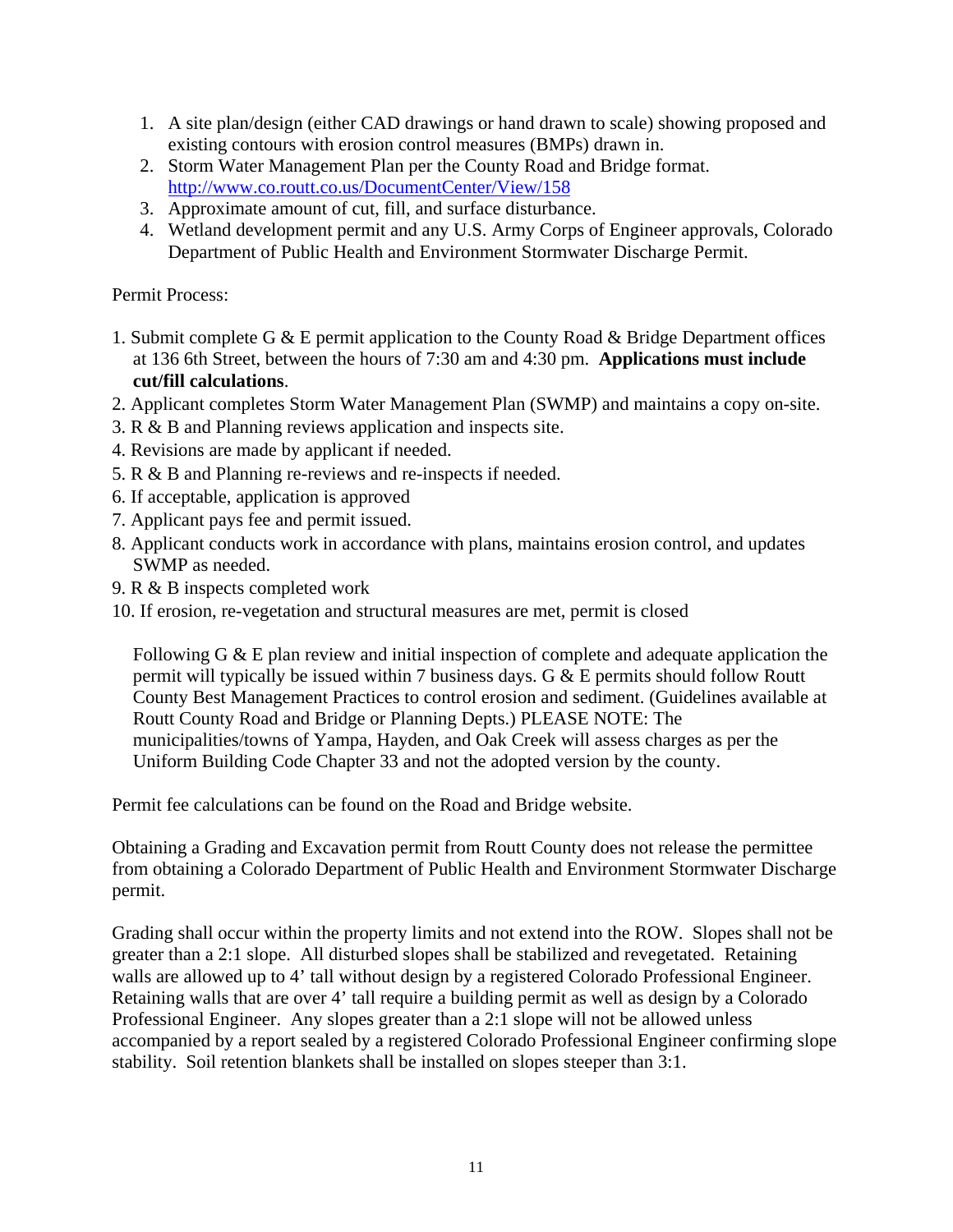1. A site plan/design (either CAD drawings or hand drawn to scale) showing proposed and existing contours with erosion control measures (BMPs) drawn in.
2. Storm Water Management Plan per the County Road and Bridge format. http://www.co.routt.co.us/DocumentCenter/View/158
3. Approximate amount of cut, fill, and surface disturbance.
4. Wetland development permit and any U.S. Army Corps of Engineer approvals, Colorado Department of Public Health and Environment Stormwater Discharge Permit.

Permit Process:

1. Submit complete G & E permit application to the County Road & Bridge Department offices at 136 6th Street, between the hours of 7:30 am and 4:30 pm. **Applications must include cut/fill calculations**.
2. Applicant completes Storm Water Management Plan (SWMP) and maintains a copy on-site.
3. R & B and Planning reviews application and inspects site.
4. Revisions are made by applicant if needed.
5. R & B and Planning re-reviews and re-inspects if needed.
6. If acceptable, application is approved
7. Applicant pays fee and permit issued.
8. Applicant conducts work in accordance with plans, maintains erosion control, and updates SWMP as needed.
9. R & B inspects completed work
10. If erosion, re-vegetation and structural measures are met, permit is closed

Following G & E plan review and initial inspection of complete and adequate application the permit will typically be issued within 7 business days. G & E permits should follow Routt County Best Management Practices to control erosion and sediment. (Guidelines available at Routt County Road and Bridge or Planning Depts.) PLEASE NOTE: The municipalities/towns of Yampa, Hayden, and Oak Creek will assess charges as per the Uniform Building Code Chapter 33 and not the adopted version by the county.

Permit fee calculations can be found on the Road and Bridge website.

Obtaining a Grading and Excavation permit from Routt County does not release the permittee from obtaining a Colorado Department of Public Health and Environment Stormwater Discharge permit.

Grading shall occur within the property limits and not extend into the ROW. Slopes shall not be greater than a 2:1 slope. All disturbed slopes shall be stabilized and revegetated. Retaining walls are allowed up to 4' tall without design by a registered Colorado Professional Engineer. Retaining walls that are over 4' tall require a building permit as well as design by a Colorado Professional Engineer. Any slopes greater than a 2:1 slope will not be allowed unless accompanied by a report sealed by a registered Colorado Professional Engineer confirming slope stability. Soil retention blankets shall be installed on slopes steeper than 3:1.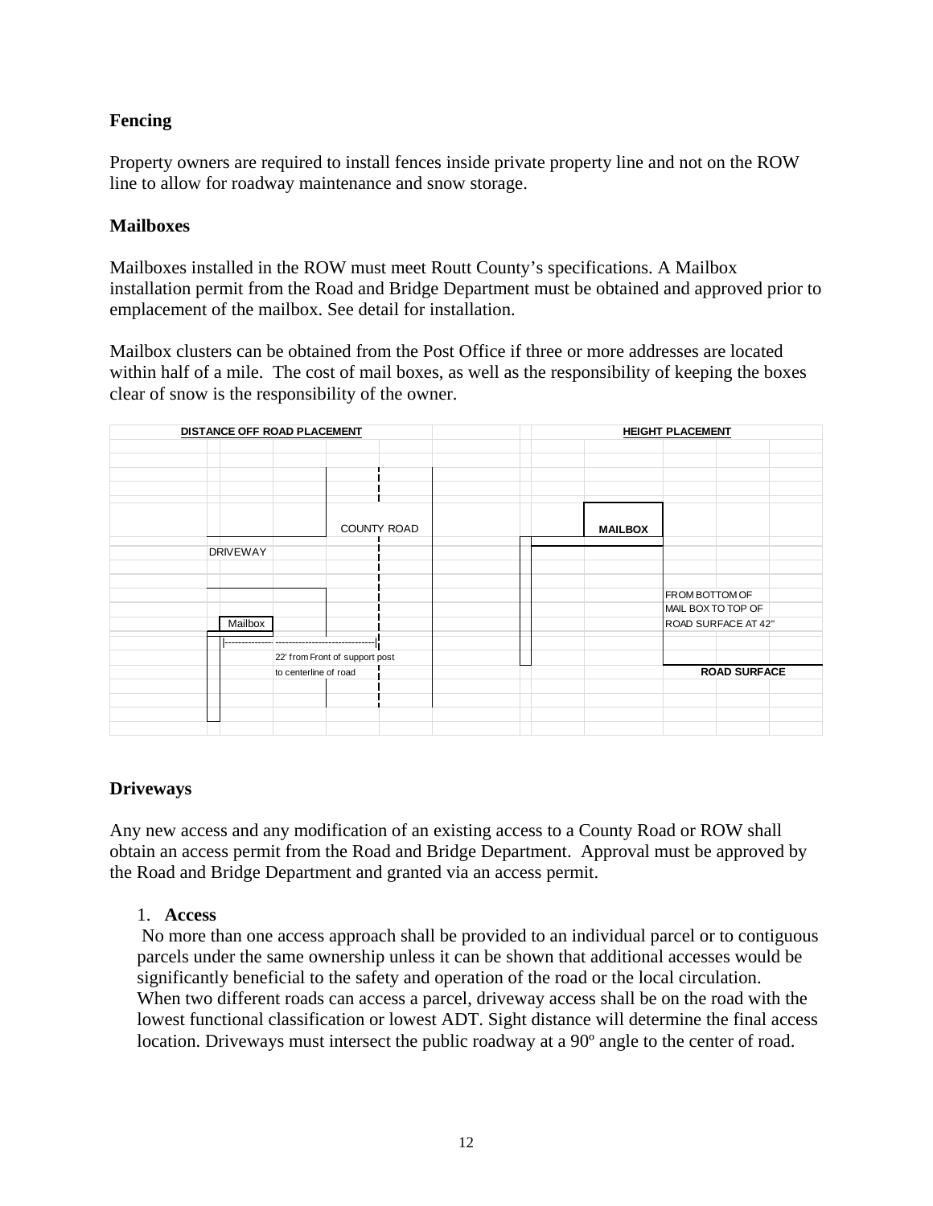## Fencing

Property owners are required to install fences inside private property line and not on the ROW line to allow for roadway maintenance and snow storage.

## Mailboxes

Mailboxes installed in the ROW must meet Routt County's specifications. A Mailbox installation permit from the Road and Bridge Department must be obtained and approved prior to emplacement of the mailbox. See detail for installation.

Mailbox clusters can be obtained from the Post Office if three or more addresses are located within half of a mile. The cost of mail boxes, as well as the responsibility of keeping the boxes clear of snow is the responsibility of the owner.

DISTANCE OFF ROAD PLACEMENT

COUNTY ROAD

DRIVEWAY

Mailbox

22' from Front of support post to centerline of road

HEIGHT PLACEMENT

MAILBOX

FROM BOTTOM OF MAIL BOX TO TOP OF ROAD SURFACE AT 42"

ROAD SURFACE

## Driveways

Any new access and any modification of an existing access to a County Road or ROW shall obtain an access permit from the Road and Bridge Department. Approval must be approved by the Road and Bridge Department and granted via an access permit.

1. **Access**
   No more than one access approach shall be provided to an individual parcel or to contiguous parcels under the same ownership unless it can be shown that additional accesses would be significantly beneficial to the safety and operation of the road or the local circulation. When two different roads can access a parcel, driveway access shall be on the road with the lowest functional classification or lowest ADT. Sight distance will determine the final access location. Driveways must intersect the public roadway at a 90º angle to the center of road.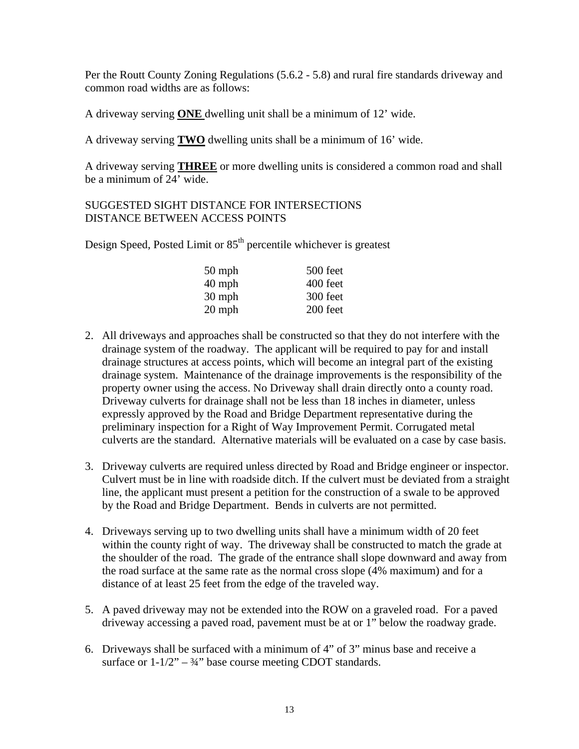Per the Routt County Zoning Regulations (5.6.2 - 5.8) and rural fire standards driveway and common road widths are as follows:

A driveway serving **ONE** dwelling unit shall be a minimum of 12' wide.

A driveway serving **TWO** dwelling units shall be a minimum of 16' wide.

A driveway serving **THREE** or more dwelling units is considered a common road and shall be a minimum of 24' wide.

SUGGESTED SIGHT DISTANCE FOR INTERSECTIONS
DISTANCE BETWEEN ACCESS POINTS

Design Speed, Posted Limit or 85th percentile whichever is greatest

| | |
|---|---|
| 50 mph | 500 feet |
| 40 mph | 400 feet |
| 30 mph | 300 feet |
| 20 mph | 200 feet |

2. All driveways and approaches shall be constructed so that they do not interfere with the drainage system of the roadway. The applicant will be required to pay for and install drainage structures at access points, which will become an integral part of the existing drainage system. Maintenance of the drainage improvements is the responsibility of the property owner using the access. No Driveway shall drain directly onto a county road. Driveway culverts for drainage shall not be less than 18 inches in diameter, unless expressly approved by the Road and Bridge Department representative during the preliminary inspection for a Right of Way Improvement Permit. Corrugated metal culverts are the standard. Alternative materials will be evaluated on a case by case basis.

3. Driveway culverts are required unless directed by Road and Bridge engineer or inspector. Culvert must be in line with roadside ditch. If the culvert must be deviated from a straight line, the applicant must present a petition for the construction of a swale to be approved by the Road and Bridge Department. Bends in culverts are not permitted.

4. Driveways serving up to two dwelling units shall have a minimum width of 20 feet within the county right of way. The driveway shall be constructed to match the grade at the shoulder of the road. The grade of the entrance shall slope downward and away from the road surface at the same rate as the normal cross slope (4% maximum) and for a distance of at least 25 feet from the edge of the traveled way.

5. A paved driveway may not be extended into the ROW on a graveled road. For a paved driveway accessing a paved road, pavement must be at or 1" below the roadway grade.

6. Driveways shall be surfaced with a minimum of 4" of 3" minus base and receive a surface or 1-1/2" – ¾" base course meeting CDOT standards.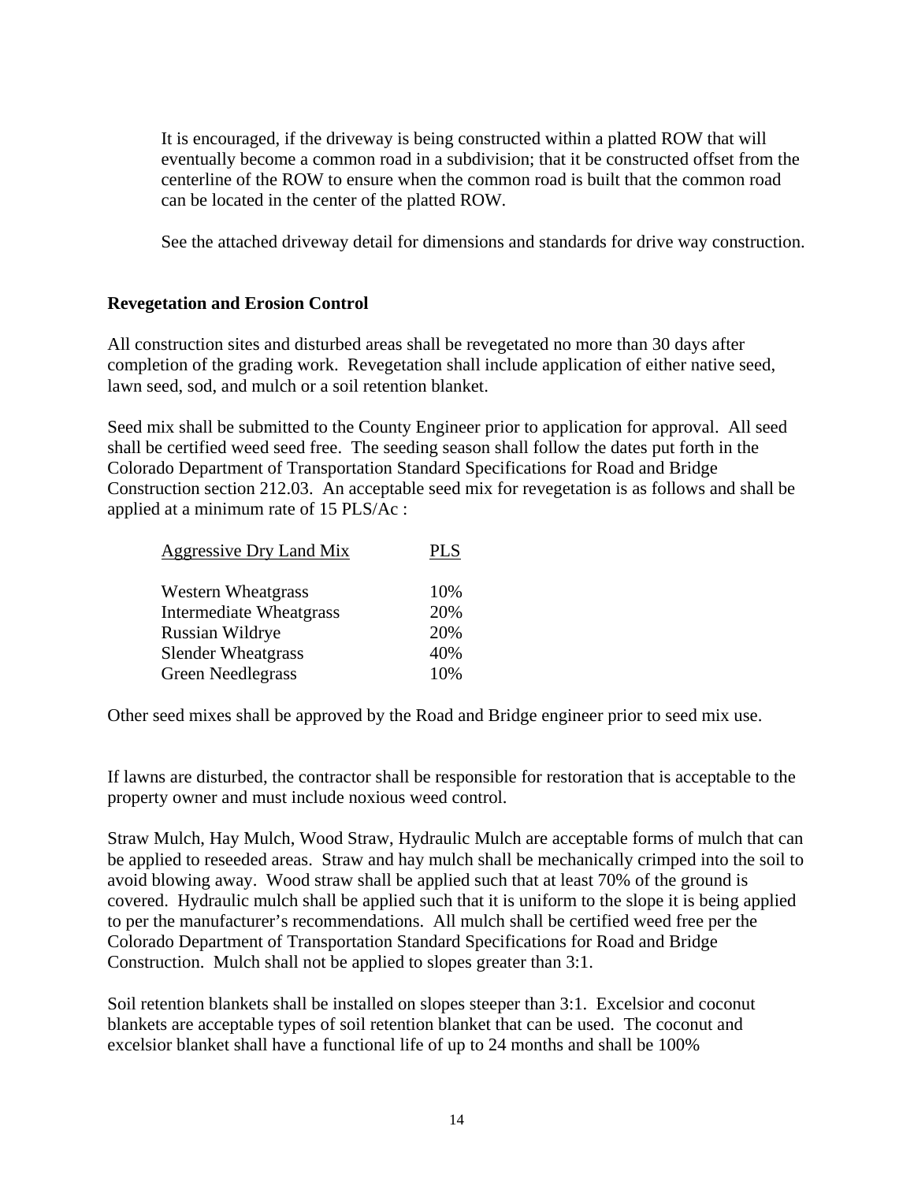It is encouraged, if the driveway is being constructed within a platted ROW that will eventually become a common road in a subdivision; that it be constructed offset from the centerline of the ROW to ensure when the common road is built that the common road can be located in the center of the platted ROW.

See the attached driveway detail for dimensions and standards for drive way construction.

**Revegetation and Erosion Control**

All construction sites and disturbed areas shall be revegetated no more than 30 days after completion of the grading work. Revegetation shall include application of either native seed, lawn seed, sod, and mulch or a soil retention blanket.

Seed mix shall be submitted to the County Engineer prior to application for approval. All seed shall be certified weed seed free. The seeding season shall follow the dates put forth in the Colorado Department of Transportation Standard Specifications for Road and Bridge Construction section 212.03. An acceptable seed mix for revegetation is as follows and shall be applied at a minimum rate of 15 PLS/Ac :

| Aggressive Dry Land Mix | PLS |
| --- | --- |
| Western Wheatgrass | 10% |
| Intermediate Wheatgrass | 20% |
| Russian Wildrye | 20% |
| Slender Wheatgrass | 40% |
| Green Needlegrass | 10% |

Other seed mixes shall be approved by the Road and Bridge engineer prior to seed mix use.

If lawns are disturbed, the contractor shall be responsible for restoration that is acceptable to the property owner and must include noxious weed control.

Straw Mulch, Hay Mulch, Wood Straw, Hydraulic Mulch are acceptable forms of mulch that can be applied to reseeded areas. Straw and hay mulch shall be mechanically crimped into the soil to avoid blowing away. Wood straw shall be applied such that at least 70% of the ground is covered. Hydraulic mulch shall be applied such that it is uniform to the slope it is being applied to per the manufacturer's recommendations. All mulch shall be certified weed free per the Colorado Department of Transportation Standard Specifications for Road and Bridge Construction. Mulch shall not be applied to slopes greater than 3:1.

Soil retention blankets shall be installed on slopes steeper than 3:1. Excelsior and coconut blankets are acceptable types of soil retention blanket that can be used. The coconut and excelsior blanket shall have a functional life of up to 24 months and shall be 100%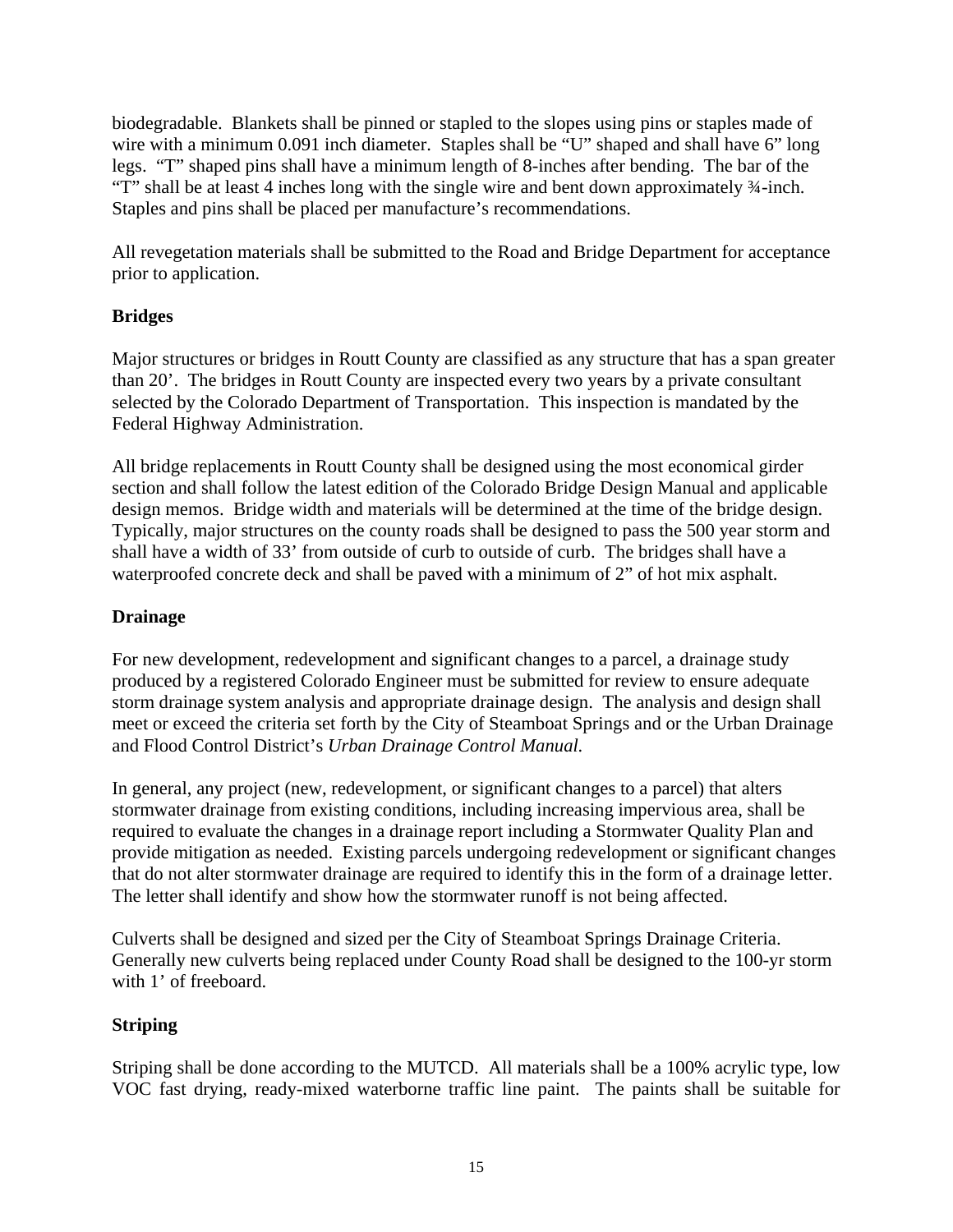biodegradable. Blankets shall be pinned or stapled to the slopes using pins or staples made of wire with a minimum 0.091 inch diameter. Staples shall be "U" shaped and shall have 6" long legs. "T" shaped pins shall have a minimum length of 8-inches after bending. The bar of the "T" shall be at least 4 inches long with the single wire and bent down approximately ¾-inch. Staples and pins shall be placed per manufacture's recommendations.

All revegetation materials shall be submitted to the Road and Bridge Department for acceptance prior to application.

**Bridges**

Major structures or bridges in Routt County are classified as any structure that has a span greater than 20'. The bridges in Routt County are inspected every two years by a private consultant selected by the Colorado Department of Transportation. This inspection is mandated by the Federal Highway Administration.

All bridge replacements in Routt County shall be designed using the most economical girder section and shall follow the latest edition of the Colorado Bridge Design Manual and applicable design memos. Bridge width and materials will be determined at the time of the bridge design. Typically, major structures on the county roads shall be designed to pass the 500 year storm and shall have a width of 33' from outside of curb to outside of curb. The bridges shall have a waterproofed concrete deck and shall be paved with a minimum of 2" of hot mix asphalt.

**Drainage**

For new development, redevelopment and significant changes to a parcel, a drainage study produced by a registered Colorado Engineer must be submitted for review to ensure adequate storm drainage system analysis and appropriate drainage design. The analysis and design shall meet or exceed the criteria set forth by the City of Steamboat Springs and or the Urban Drainage and Flood Control District's *Urban Drainage Control Manual.*

In general, any project (new, redevelopment, or significant changes to a parcel) that alters stormwater drainage from existing conditions, including increasing impervious area, shall be required to evaluate the changes in a drainage report including a Stormwater Quality Plan and provide mitigation as needed. Existing parcels undergoing redevelopment or significant changes that do not alter stormwater drainage are required to identify this in the form of a drainage letter. The letter shall identify and show how the stormwater runoff is not being affected.

Culverts shall be designed and sized per the City of Steamboat Springs Drainage Criteria. Generally new culverts being replaced under County Road shall be designed to the 100-yr storm with 1' of freeboard.

**Striping**

Striping shall be done according to the MUTCD. All materials shall be a 100% acrylic type, low VOC fast drying, ready-mixed waterborne traffic line paint. The paints shall be suitable for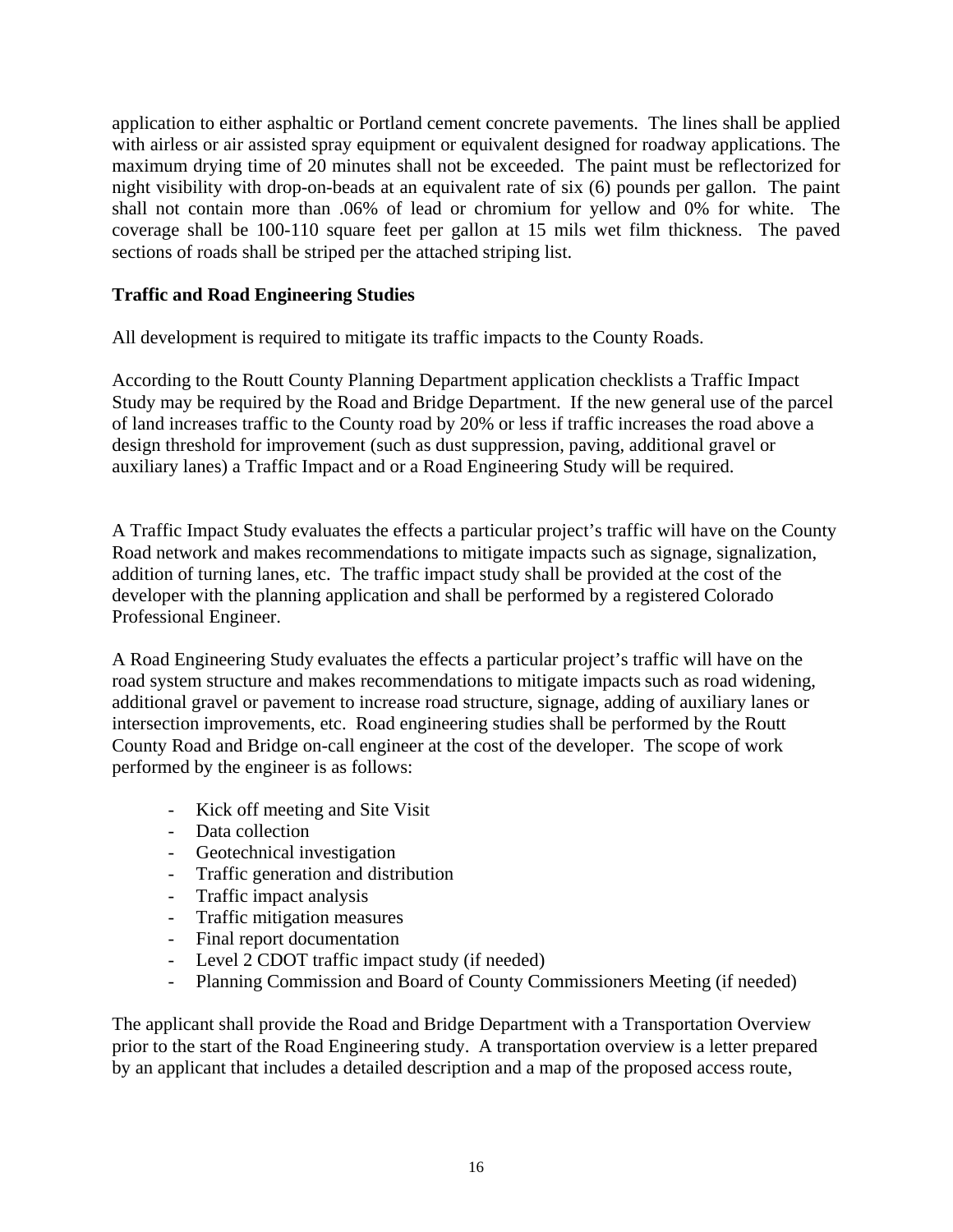application to either asphaltic or Portland cement concrete pavements. The lines shall be applied with airless or air assisted spray equipment or equivalent designed for roadway applications. The maximum drying time of 20 minutes shall not be exceeded. The paint must be reflectorized for night visibility with drop-on-beads at an equivalent rate of six (6) pounds per gallon. The paint shall not contain more than .06% of lead or chromium for yellow and 0% for white. The coverage shall be 100-110 square feet per gallon at 15 mils wet film thickness. The paved sections of roads shall be striped per the attached striping list.

**Traffic and Road Engineering Studies**

All development is required to mitigate its traffic impacts to the County Roads.

According to the Routt County Planning Department application checklists a Traffic Impact Study may be required by the Road and Bridge Department. If the new general use of the parcel of land increases traffic to the County road by 20% or less if traffic increases the road above a design threshold for improvement (such as dust suppression, paving, additional gravel or auxiliary lanes) a Traffic Impact and or a Road Engineering Study will be required.

A Traffic Impact Study evaluates the effects a particular project's traffic will have on the County Road network and makes recommendations to mitigate impacts such as signage, signalization, addition of turning lanes, etc. The traffic impact study shall be provided at the cost of the developer with the planning application and shall be performed by a registered Colorado Professional Engineer.

A Road Engineering Study evaluates the effects a particular project's traffic will have on the road system structure and makes recommendations to mitigate impacts such as road widening, additional gravel or pavement to increase road structure, signage, adding of auxiliary lanes or intersection improvements, etc. Road engineering studies shall be performed by the Routt County Road and Bridge on-call engineer at the cost of the developer. The scope of work performed by the engineer is as follows:

- Kick off meeting and Site Visit
- Data collection
- Geotechnical investigation
- Traffic generation and distribution
- Traffic impact analysis
- Traffic mitigation measures
- Final report documentation
- Level 2 CDOT traffic impact study (if needed)
- Planning Commission and Board of County Commissioners Meeting (if needed)

The applicant shall provide the Road and Bridge Department with a Transportation Overview prior to the start of the Road Engineering study. A transportation overview is a letter prepared by an applicant that includes a detailed description and a map of the proposed access route,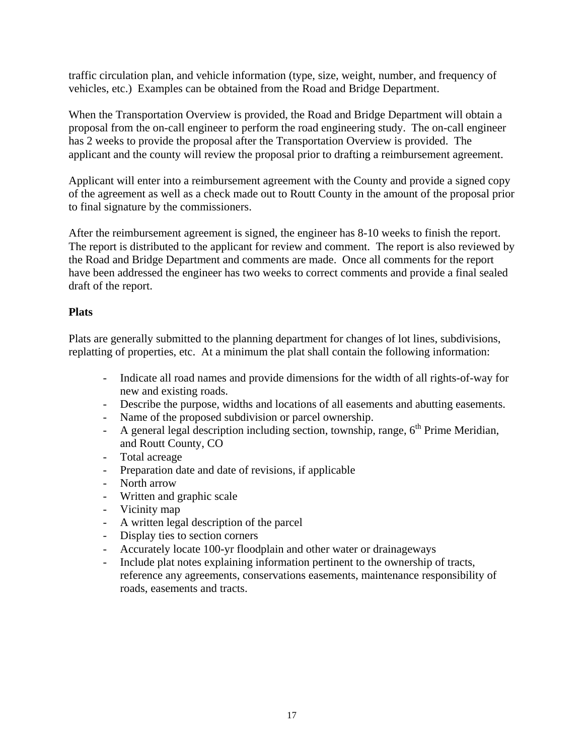traffic circulation plan, and vehicle information (type, size, weight, number, and frequency of vehicles, etc.)  Examples can be obtained from the Road and Bridge Department.

When the Transportation Overview is provided, the Road and Bridge Department will obtain a proposal from the on-call engineer to perform the road engineering study.  The on-call engineer has 2 weeks to provide the proposal after the Transportation Overview is provided.  The applicant and the county will review the proposal prior to drafting a reimbursement agreement.

Applicant will enter into a reimbursement agreement with the County and provide a signed copy of the agreement as well as a check made out to Routt County in the amount of the proposal prior to final signature by the commissioners.

After the reimbursement agreement is signed, the engineer has 8-10 weeks to finish the report. The report is distributed to the applicant for review and comment.  The report is also reviewed by the Road and Bridge Department and comments are made.  Once all comments for the report have been addressed the engineer has two weeks to correct comments and provide a final sealed draft of the report.

**Plats**

Plats are generally submitted to the planning department for changes of lot lines, subdivisions, replatting of properties, etc.  At a minimum the plat shall contain the following information:

- Indicate all road names and provide dimensions for the width of all rights-of-way for new and existing roads.
- Describe the purpose, widths and locations of all easements and abutting easements.
- Name of the proposed subdivision or parcel ownership.
- A general legal description including section, township, range, 6th Prime Meridian, and Routt County, CO
- Total acreage
- Preparation date and date of revisions, if applicable
- North arrow
- Written and graphic scale
- Vicinity map
- A written legal description of the parcel
- Display ties to section corners
- Accurately locate 100-yr floodplain and other water or drainageways
- Include plat notes explaining information pertinent to the ownership of tracts, reference any agreements, conservations easements, maintenance responsibility of roads, easements and tracts.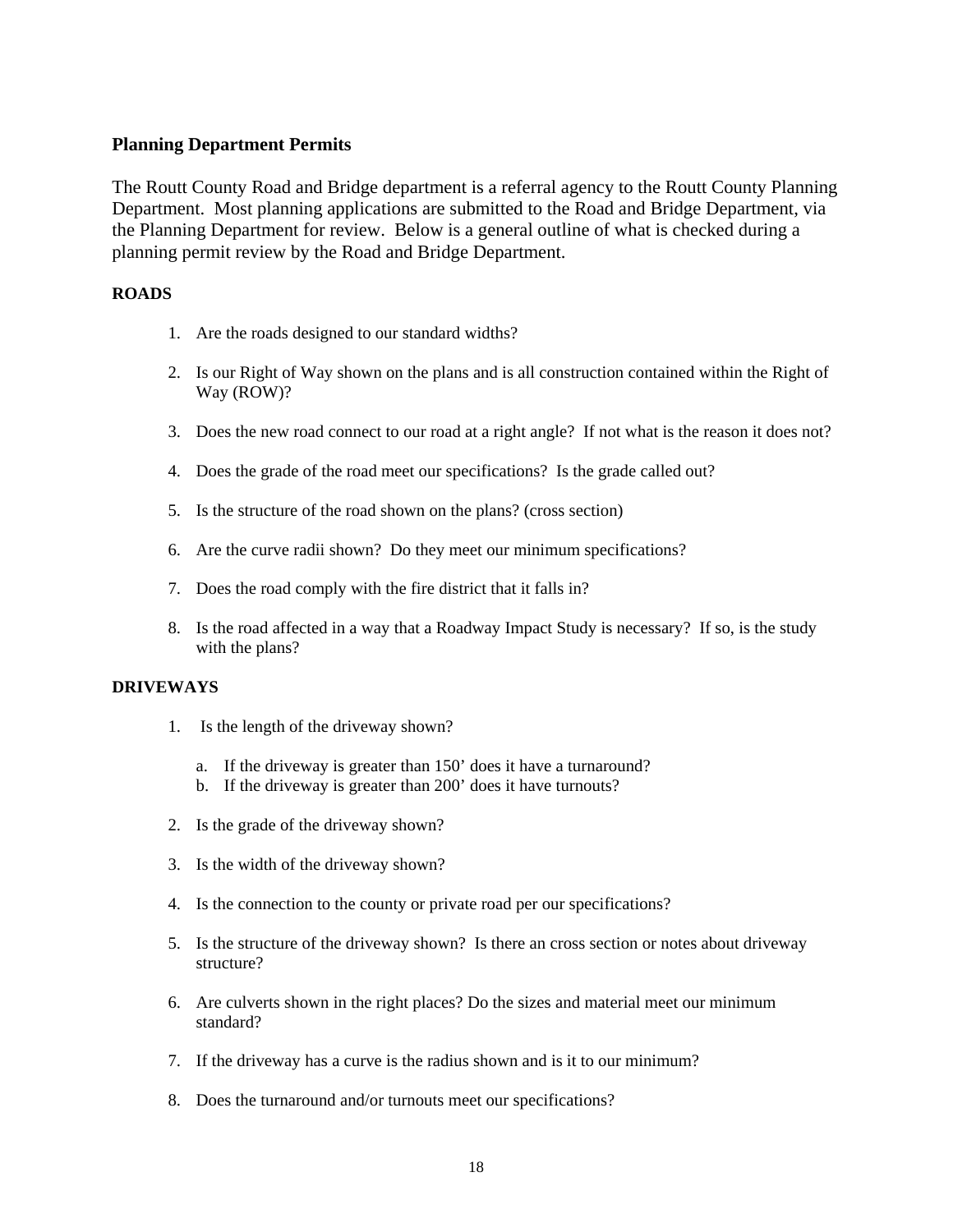## Planning Department Permits

The Routt County Road and Bridge department is a referral agency to the Routt County Planning Department. Most planning applications are submitted to the Road and Bridge Department, via the Planning Department for review. Below is a general outline of what is checked during a planning permit review by the Road and Bridge Department.

### ROADS

1. Are the roads designed to our standard widths?

2. Is our Right of Way shown on the plans and is all construction contained within the Right of Way (ROW)?

3. Does the new road connect to our road at a right angle? If not what is the reason it does not?

4. Does the grade of the road meet our specifications? Is the grade called out?

5. Is the structure of the road shown on the plans? (cross section)

6. Are the curve radii shown? Do they meet our minimum specifications?

7. Does the road comply with the fire district that it falls in?

8. Is the road affected in a way that a Roadway Impact Study is necessary? If so, is the study with the plans?

### DRIVEWAYS

1. Is the length of the driveway shown?

   a. If the driveway is greater than 150' does it have a turnaround?
   b. If the driveway is greater than 200' does it have turnouts?

2. Is the grade of the driveway shown?

3. Is the width of the driveway shown?

4. Is the connection to the county or private road per our specifications?

5. Is the structure of the driveway shown? Is there an cross section or notes about driveway structure?

6. Are culverts shown in the right places? Do the sizes and material meet our minimum standard?

7. If the driveway has a curve is the radius shown and is it to our minimum?

8. Does the turnaround and/or turnouts meet our specifications?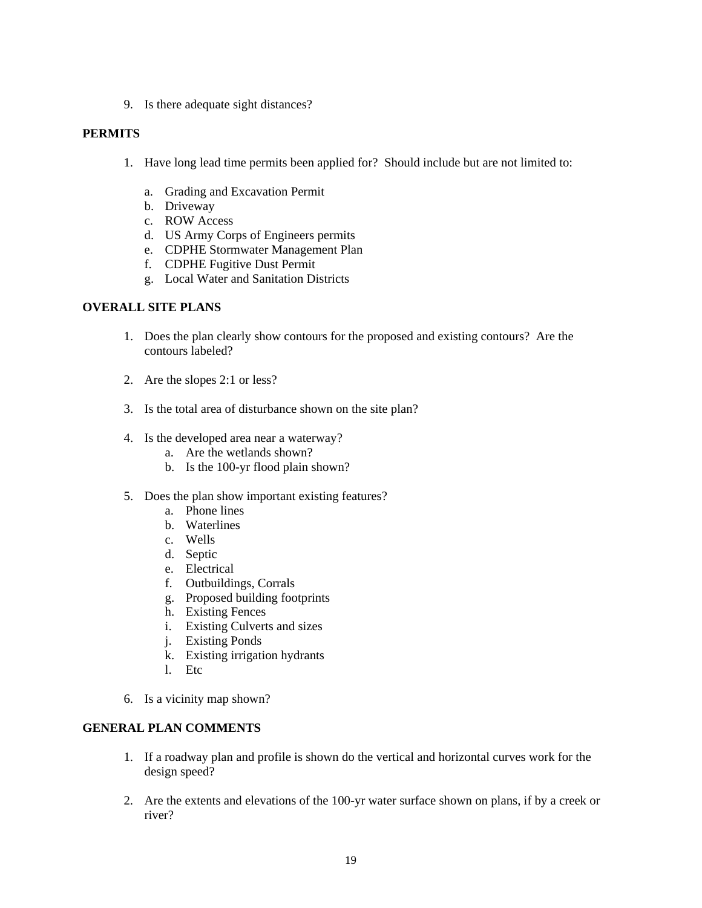9. Is there adequate sight distances?

**PERMITS**

1. Have long lead time permits been applied for? Should include but are not limited to:

   a. Grading and Excavation Permit
   b. Driveway
   c. ROW Access
   d. US Army Corps of Engineers permits
   e. CDPHE Stormwater Management Plan
   f. CDPHE Fugitive Dust Permit
   g. Local Water and Sanitation Districts

**OVERALL SITE PLANS**

1. Does the plan clearly show contours for the proposed and existing contours? Are the contours labeled?

2. Are the slopes 2:1 or less?

3. Is the total area of disturbance shown on the site plan?

4. Is the developed area near a waterway?
   a. Are the wetlands shown?
   b. Is the 100-yr flood plain shown?

5. Does the plan show important existing features?
   a. Phone lines
   b. Waterlines
   c. Wells
   d. Septic
   e. Electrical
   f. Outbuildings, Corrals
   g. Proposed building footprints
   h. Existing Fences
   i. Existing Culverts and sizes
   j. Existing Ponds
   k. Existing irrigation hydrants
   l. Etc

6. Is a vicinity map shown?

**GENERAL PLAN COMMENTS**

1. If a roadway plan and profile is shown do the vertical and horizontal curves work for the design speed?

2. Are the extents and elevations of the 100-yr water surface shown on plans, if by a creek or river?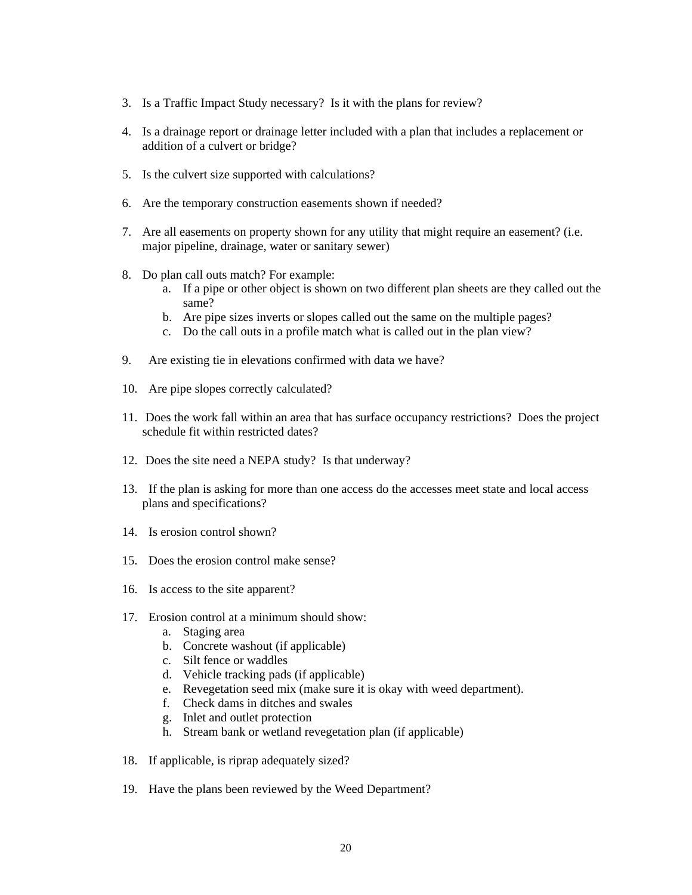3. Is a Traffic Impact Study necessary? Is it with the plans for review?

4. Is a drainage report or drainage letter included with a plan that includes a replacement or addition of a culvert or bridge?

5. Is the culvert size supported with calculations?

6. Are the temporary construction easements shown if needed?

7. Are all easements on property shown for any utility that might require an easement? (i.e. major pipeline, drainage, water or sanitary sewer)

8. Do plan call outs match? For example:
   a. If a pipe or other object is shown on two different plan sheets are they called out the same?
   b. Are pipe sizes inverts or slopes called out the same on the multiple pages?
   c. Do the call outs in a profile match what is called out in the plan view?

9. Are existing tie in elevations confirmed with data we have?

10. Are pipe slopes correctly calculated?

11. Does the work fall within an area that has surface occupancy restrictions? Does the project schedule fit within restricted dates?

12. Does the site need a NEPA study? Is that underway?

13. If the plan is asking for more than one access do the accesses meet state and local access plans and specifications?

14. Is erosion control shown?

15. Does the erosion control make sense?

16. Is access to the site apparent?

17. Erosion control at a minimum should show:
    a. Staging area
    b. Concrete washout (if applicable)
    c. Silt fence or waddles
    d. Vehicle tracking pads (if applicable)
    e. Revegetation seed mix (make sure it is okay with weed department).
    f. Check dams in ditches and swales
    g. Inlet and outlet protection
    h. Stream bank or wetland revegetation plan (if applicable)

18. If applicable, is riprap adequately sized?

19. Have the plans been reviewed by the Weed Department?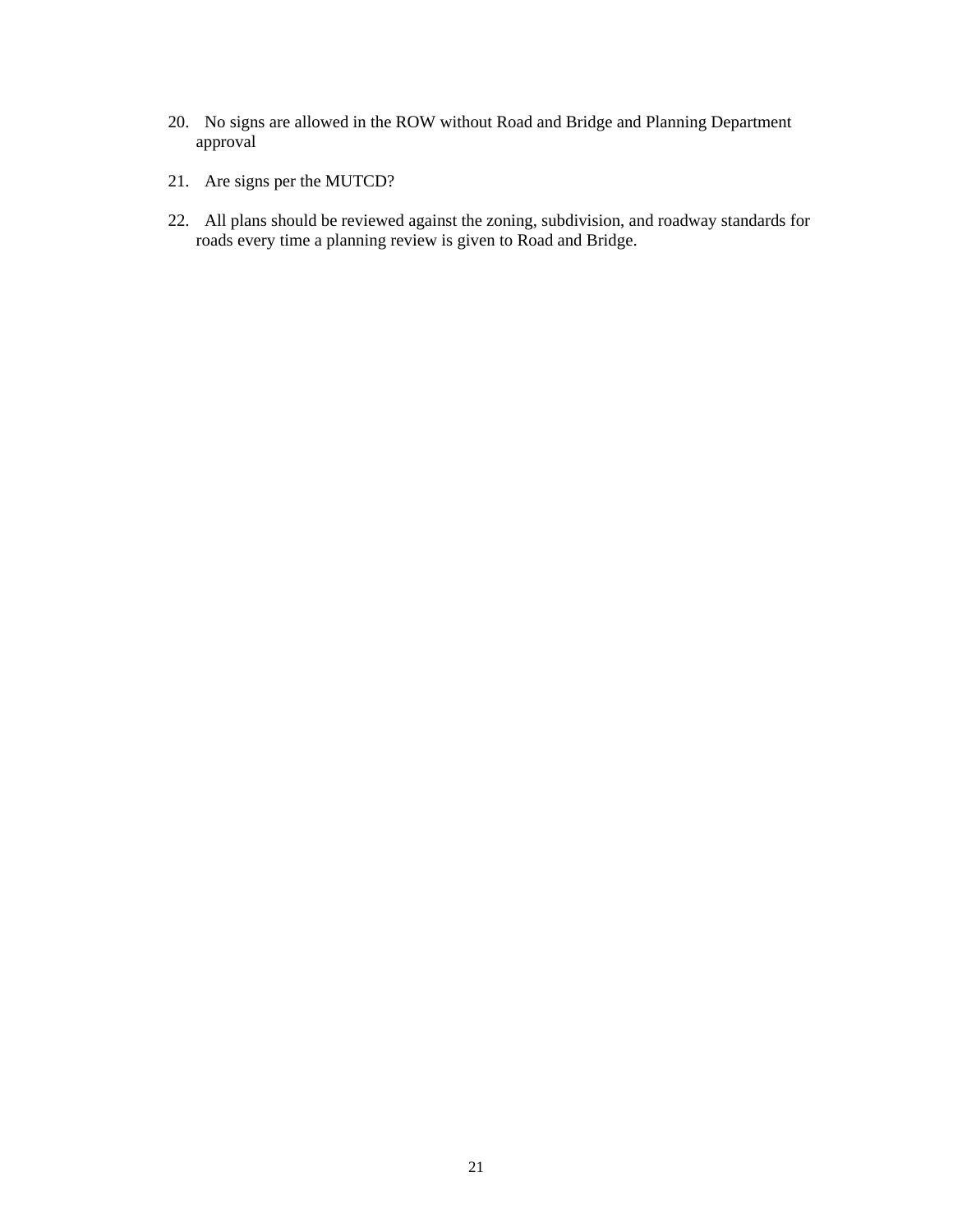20. No signs are allowed in the ROW without Road and Bridge and Planning Department approval

21. Are signs per the MUTCD?

22. All plans should be reviewed against the zoning, subdivision, and roadway standards for roads every time a planning review is given to Road and Bridge.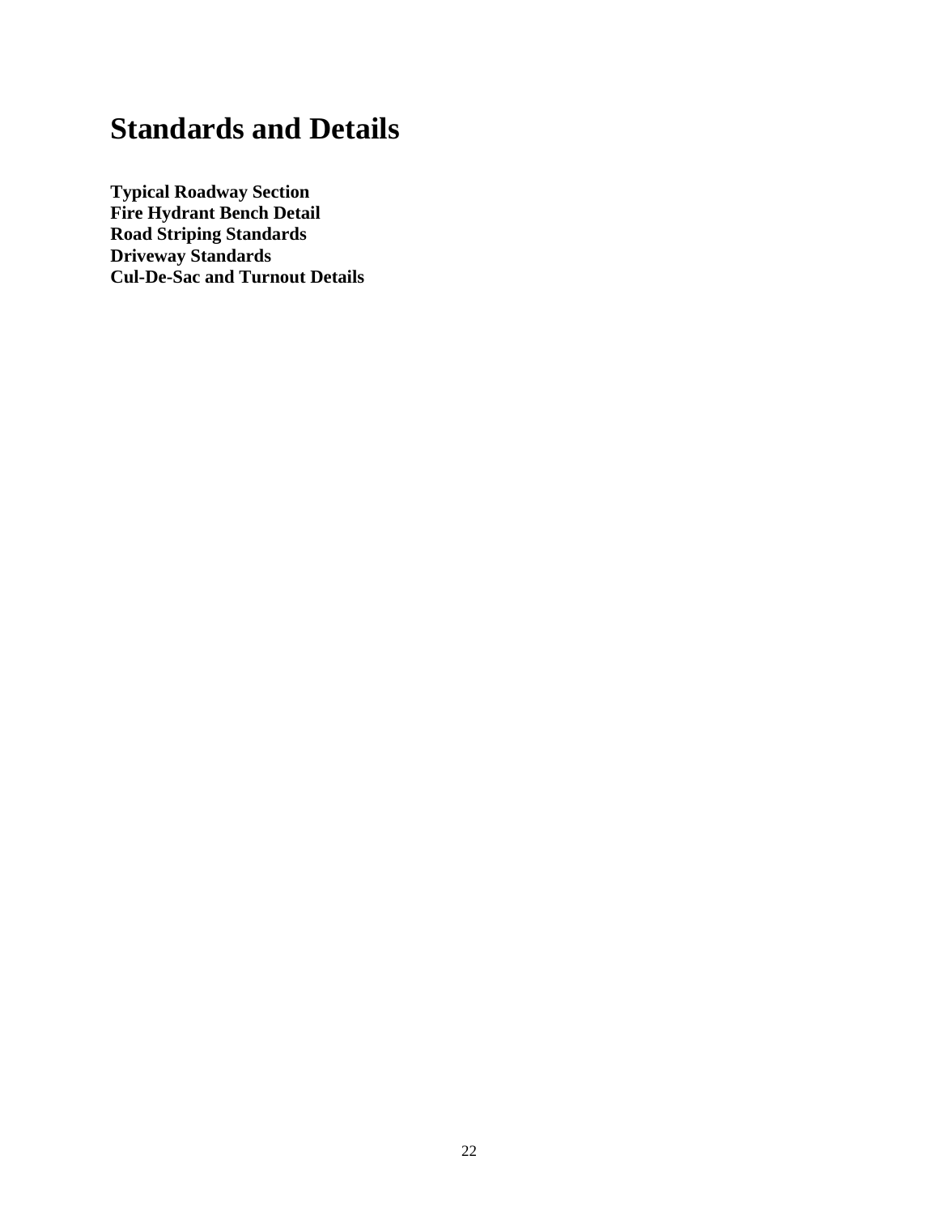# Standards and Details

**Typical Roadway Section**
**Fire Hydrant Bench Detail**
**Road Striping Standards**
**Driveway Standards**
**Cul-De-Sac and Turnout Details**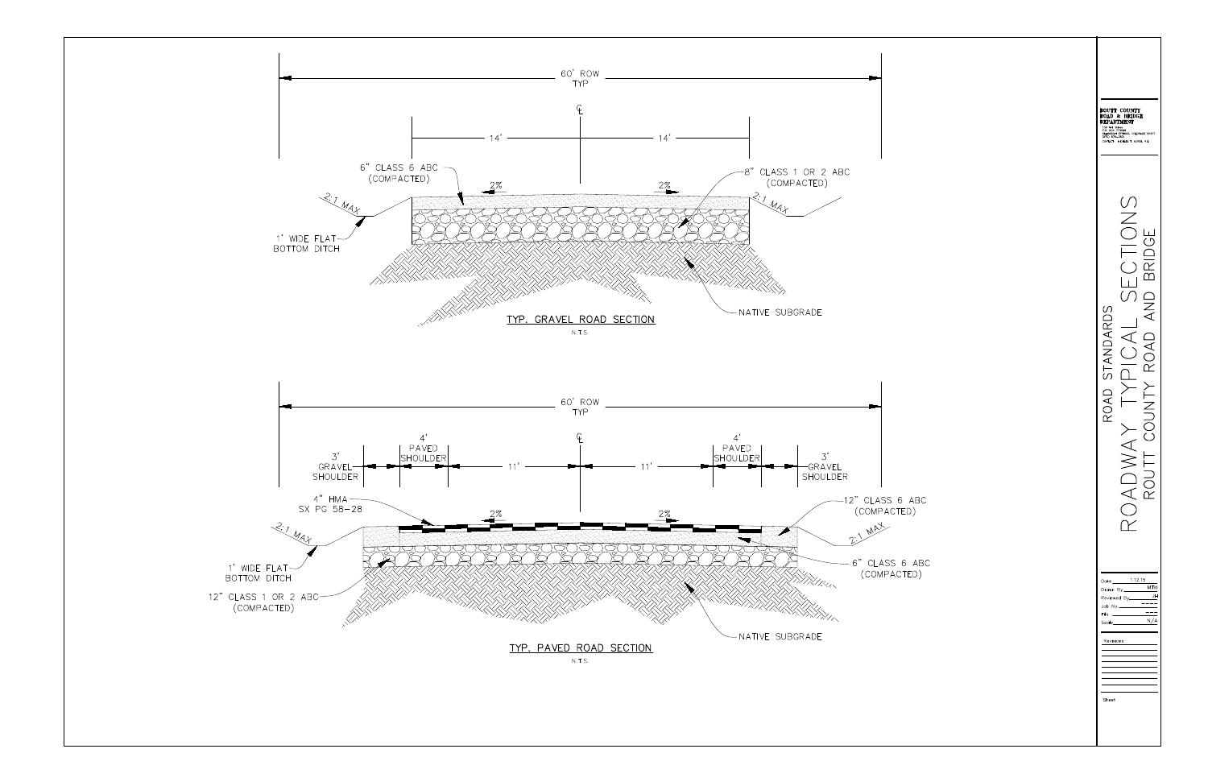## ROAD STANDARDS
# ROADWAY TYPICAL SECTIONS
### ROUTT COUNTY ROAD AND BRIDGE

ROUTT COUNTY
ROAD & BRIDGE
DEPARTMENT

### TYP. GRAVEL ROAD SECTION

N.T.S.

- 60' ROW TYP
- ℄
- 14' | 14'
- 2% | 2%
- 6" CLASS 6 ABC (COMPACTED)
- 8" CLASS 1 OR 2 ABC (COMPACTED)
- 2:1 MAX
- 1' WIDE FLAT BOTTOM DITCH
- NATIVE SUBGRADE

### TYP. PAVED ROAD SECTION

N.T.S.

- 60' ROW TYP
- ℄
- 3' GRAVEL SHOULDER | 4' PAVED SHOULDER | 11' | 11' | 4' PAVED SHOULDER | 3' GRAVEL SHOULDER
- 2% | 2%
- 4" HMA SX PG 58-28
- 12" CLASS 6 ABC (COMPACTED)
- 6" CLASS 6 ABC (COMPACTED)
- 12" CLASS 1 OR 2 ABC (COMPACTED)
- 2:1 MAX
- 1' WIDE FLAT BOTTOM DITCH
- NATIVE SUBGRADE

| | |
|---|---|
| Date | 1.12.15 |
| Drawn By | MTW |
| Reviewed By | JH |
| Job No. | ---- |
| File | --- |
| Scale | N/A |

Revisions

Sheet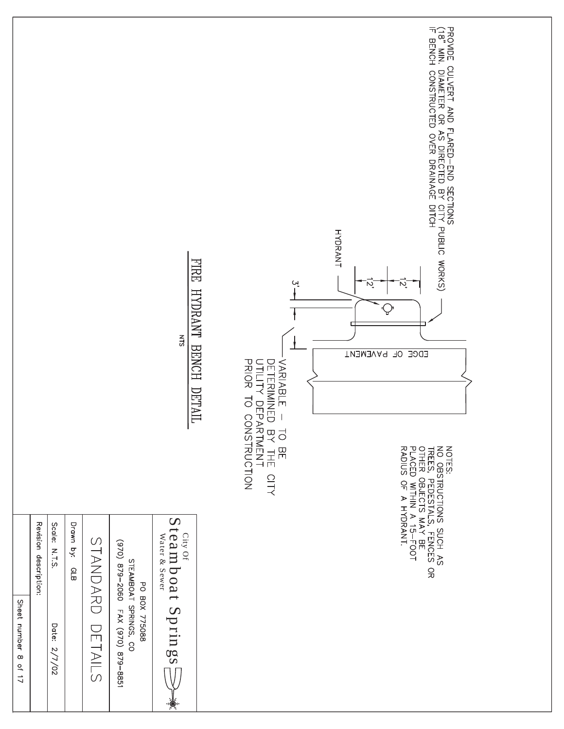PROVIDE CULVERT AND FLARED–END SECTIONS
(18" MIN. DIAMETER OR AS DIRECTED BY CITY PUBLIC WORKS)
IF BENCH CONSTRUCTED OVER DRAINAGE DITCH

HYDRANT

12'

12'

3'

EDGE OF PAVEMENT

VARIABLE – TO BE
DETERMINED BY THE CITY
UTILITY DEPARTMENT
PRIOR TO CONSTRUCTION

NOTES:
NO OBSTRUCTIONS SUCH AS
TREES, PEDESTALS, FENCES OR
OTHER OBJECTS MAY BE
PLACED WITHIN A 15–FOOT
RADIUS OF A HYDRANT.

## FIRE HYDRANT BENCH DETAIL

NTS

City Of
Steamboat Springs
Water & Sewer

PO BOX 775088
STEAMBOAT SPRINGS, CO
(970) 879–2060 FAX (970) 879–8851

STANDARD DETAILS

Drawn by: GLB

Scale: N.T.S. Date: 2/7/02

Revision description:

Sheet number 8 of 17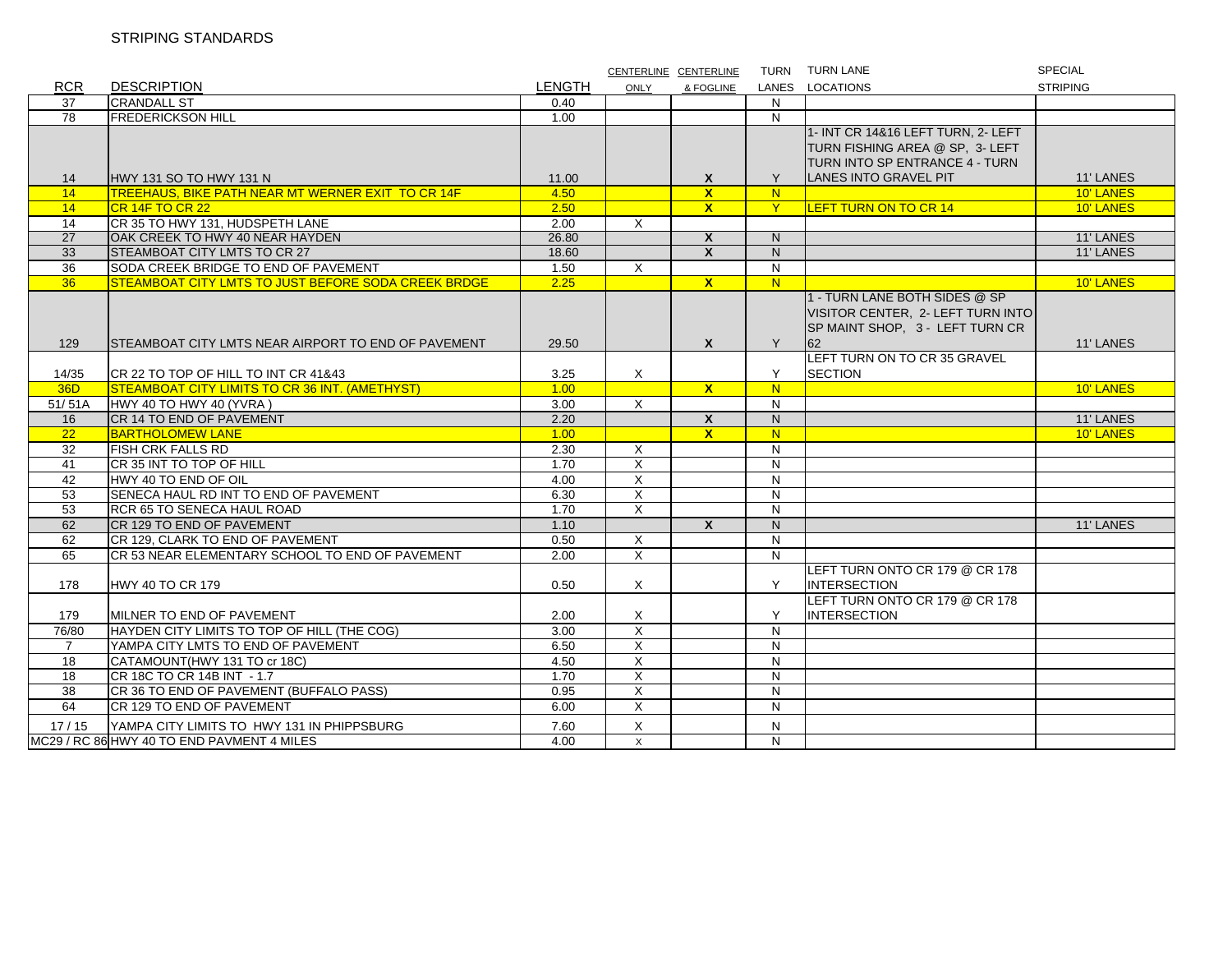## STRIPING STANDARDS

| RCR | DESCRIPTION | LENGTH | CENTERLINE ONLY | CENTERLINE & FOGLINE | TURN LANES | TURN LANE LOCATIONS | SPECIAL STRIPING |
|---|---|---|---|---|---|---|---|
| 37 | CRANDALL ST | 0.40 | | | N | | |
| 78 | FREDERICKSON HILL | 1.00 | | | N | | |
| 14 | HWY 131 SO TO HWY 131 N | 11.00 | | X | Y | 1- INT CR 14&16 LEFT TURN, 2- LEFT TURN FISHING AREA @ SP, 3- LEFT TURN INTO SP ENTRANCE 4 - TURN LANES INTO GRAVEL PIT | 11' LANES |
| 14 | TREEHAUS, BIKE PATH NEAR MT WERNER EXIT TO CR 14F | 4.50 | | X | N | | 10' LANES |
| 14 | CR 14F TO CR 22 | 2.50 | | X | Y | LEFT TURN ON TO CR 14 | 10' LANES |
| 14 | CR 35 TO HWY 131, HUDSPETH LANE | 2.00 | X | | | | |
| 27 | OAK CREEK TO HWY 40 NEAR HAYDEN | 26.80 | | X | N | | 11' LANES |
| 33 | STEAMBOAT CITY LMTS TO CR 27 | 18.60 | | X | N | | 11' LANES |
| 36 | SODA CREEK BRIDGE TO END OF PAVEMENT | 1.50 | X | | N | | |
| 36 | STEAMBOAT CITY LMTS TO JUST BEFORE SODA CREEK BRDGE | 2.25 | | X | N | | 10' LANES |
| 129 | STEAMBOAT CITY LMTS NEAR AIRPORT TO END OF PAVEMENT | 29.50 | | X | Y | 1 - TURN LANE BOTH SIDES @ SP VISITOR CENTER, 2- LEFT TURN INTO SP MAINT SHOP, 3 - LEFT TURN CR 62 | 11' LANES |
| 14/35 | CR 22 TO TOP OF HILL TO INT CR 41&43 | 3.25 | X | | Y | LEFT TURN ON TO CR 35 GRAVEL SECTION | |
| 36D | STEAMBOAT CITY LIMITS TO CR 36 INT. (AMETHYST) | 1.00 | | X | N | | 10' LANES |
| 51/ 51A | HWY 40 TO HWY 40 (YVRA ) | 3.00 | X | | N | | |
| 16 | CR 14 TO END OF PAVEMENT | 2.20 | | X | N | | 11' LANES |
| 22 | BARTHOLOMEW LANE | 1.00 | | X | N | | 10' LANES |
| 32 | FISH CRK FALLS RD | 2.30 | X | | N | | |
| 41 | CR 35 INT TO TOP OF HILL | 1.70 | X | | N | | |
| 42 | HWY 40 TO END OF OIL | 4.00 | X | | N | | |
| 53 | SENECA HAUL RD INT TO END OF PAVEMENT | 6.30 | X | | N | | |
| 53 | RCR 65 TO SENECA HAUL ROAD | 1.70 | X | | N | | |
| 62 | CR 129 TO END OF PAVEMENT | 1.10 | | X | N | | 11' LANES |
| 62 | CR 129, CLARK TO END OF PAVEMENT | 0.50 | X | | N | | |
| 65 | CR 53 NEAR ELEMENTARY SCHOOL TO END OF PAVEMENT | 2.00 | X | | N | | |
| 178 | HWY 40 TO CR 179 | 0.50 | X | | Y | LEFT TURN ONTO CR 179 @ CR 178 INTERSECTION | |
| 179 | MILNER TO END OF PAVEMENT | 2.00 | X | | Y | LEFT TURN ONTO CR 179 @ CR 178 INTERSECTION | |
| 76/80 | HAYDEN CITY LIMITS TO TOP OF HILL (THE COG) | 3.00 | X | | N | | |
| 7 | YAMPA CITY LMTS TO END OF PAVEMENT | 6.50 | X | | N | | |
| 18 | CATAMOUNT(HWY 131 TO cr 18C) | 4.50 | X | | N | | |
| 18 | CR 18C TO CR 14B INT - 1.7 | 1.70 | X | | N | | |
| 38 | CR 36 TO END OF PAVEMENT (BUFFALO PASS) | 0.95 | X | | N | | |
| 64 | CR 129 TO END OF PAVEMENT | 6.00 | X | | N | | |
| 17 / 15 | YAMPA CITY LIMITS TO HWY 131 IN PHIPPSBURG | 7.60 | X | | N | | |
| MC29 / RC 86 | HWY 40 TO END PAVMENT 4 MILES | 4.00 | x | | N | | |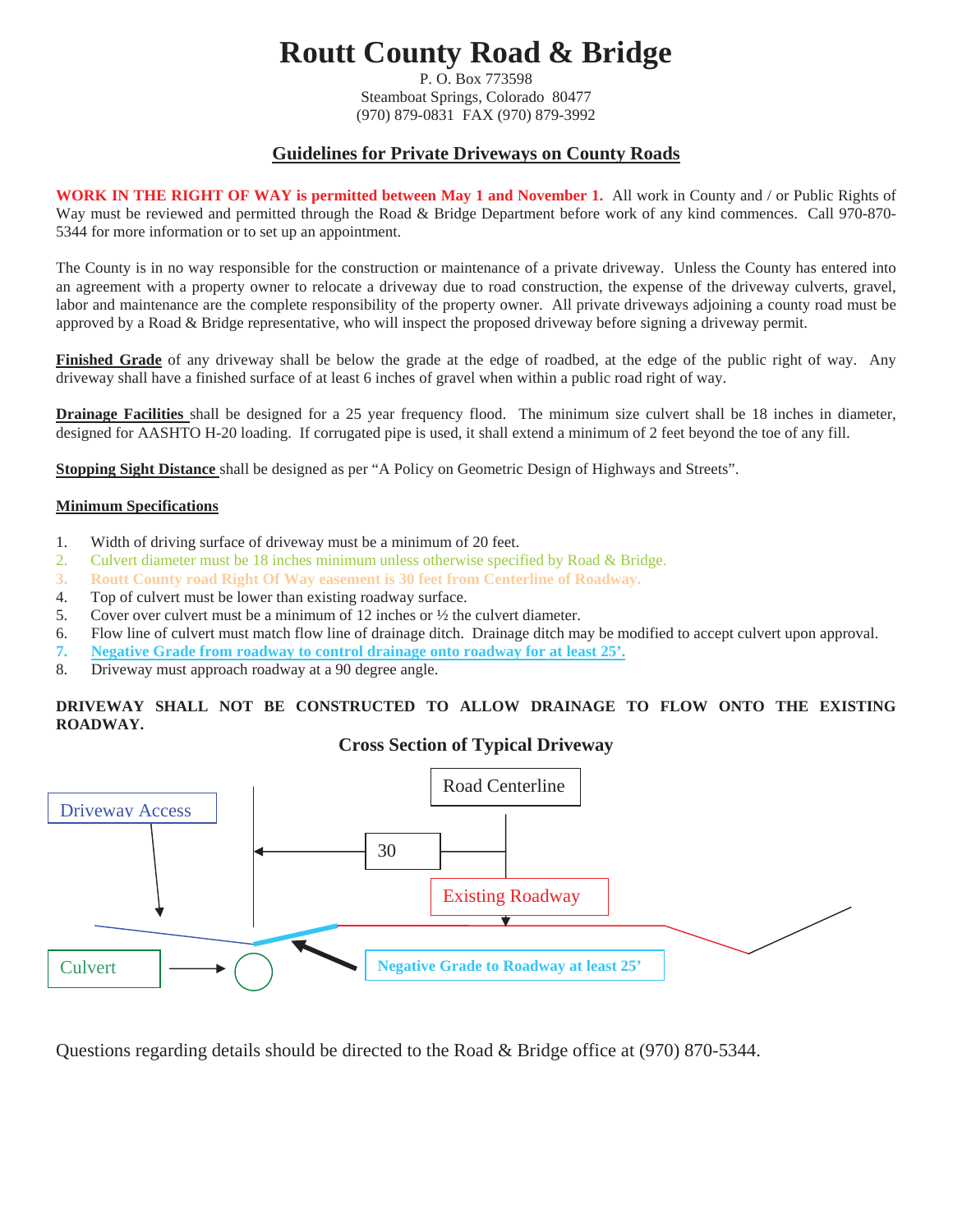# Routt County Road & Bridge

P. O. Box 773598
Steamboat Springs, Colorado 80477
(970) 879-0831 FAX (970) 879-3992

## Guidelines for Private Driveways on County Roads

**WORK IN THE RIGHT OF WAY is permitted between May 1 and November 1.** All work in County and / or Public Rights of Way must be reviewed and permitted through the Road & Bridge Department before work of any kind commences. Call 970-870-5344 for more information or to set up an appointment.

The County is in no way responsible for the construction or maintenance of a private driveway. Unless the County has entered into an agreement with a property owner to relocate a driveway due to road construction, the expense of the driveway culverts, gravel, labor and maintenance are the complete responsibility of the property owner. All private driveways adjoining a county road must be approved by a Road & Bridge representative, who will inspect the proposed driveway before signing a driveway permit.

**Finished Grade** of any driveway shall be below the grade at the edge of roadbed, at the edge of the public right of way. Any driveway shall have a finished surface of at least 6 inches of gravel when within a public road right of way.

**Drainage Facilities** shall be designed for a 25 year frequency flood. The minimum size culvert shall be 18 inches in diameter, designed for AASHTO H-20 loading. If corrugated pipe is used, it shall extend a minimum of 2 feet beyond the toe of any fill.

**Stopping Sight Distance** shall be designed as per "A Policy on Geometric Design of Highways and Streets".

**Minimum Specifications**

1. Width of driving surface of driveway must be a minimum of 20 feet.
2. Culvert diameter must be 18 inches minimum unless otherwise specified by Road & Bridge.
3. **Routt County road Right Of Way easement is 30 feet from Centerline of Roadway.**
4. Top of culvert must be lower than existing roadway surface.
5. Cover over culvert must be a minimum of 12 inches or ½ the culvert diameter.
6. Flow line of culvert must match flow line of drainage ditch. Drainage ditch may be modified to accept culvert upon approval.
7. **Negative Grade from roadway to control drainage onto roadway for at least 25'.**
8. Driveway must approach roadway at a 90 degree angle.

**DRIVEWAY SHALL NOT BE CONSTRUCTED TO ALLOW DRAINAGE TO FLOW ONTO THE EXISTING ROADWAY.**

**Cross Section of Typical Driveway**

Driveway Access
Road Centerline
30
Existing Roadway
Culvert
Negative Grade to Roadway at least 25'

Questions regarding details should be directed to the Road & Bridge office at (970) 870-5344.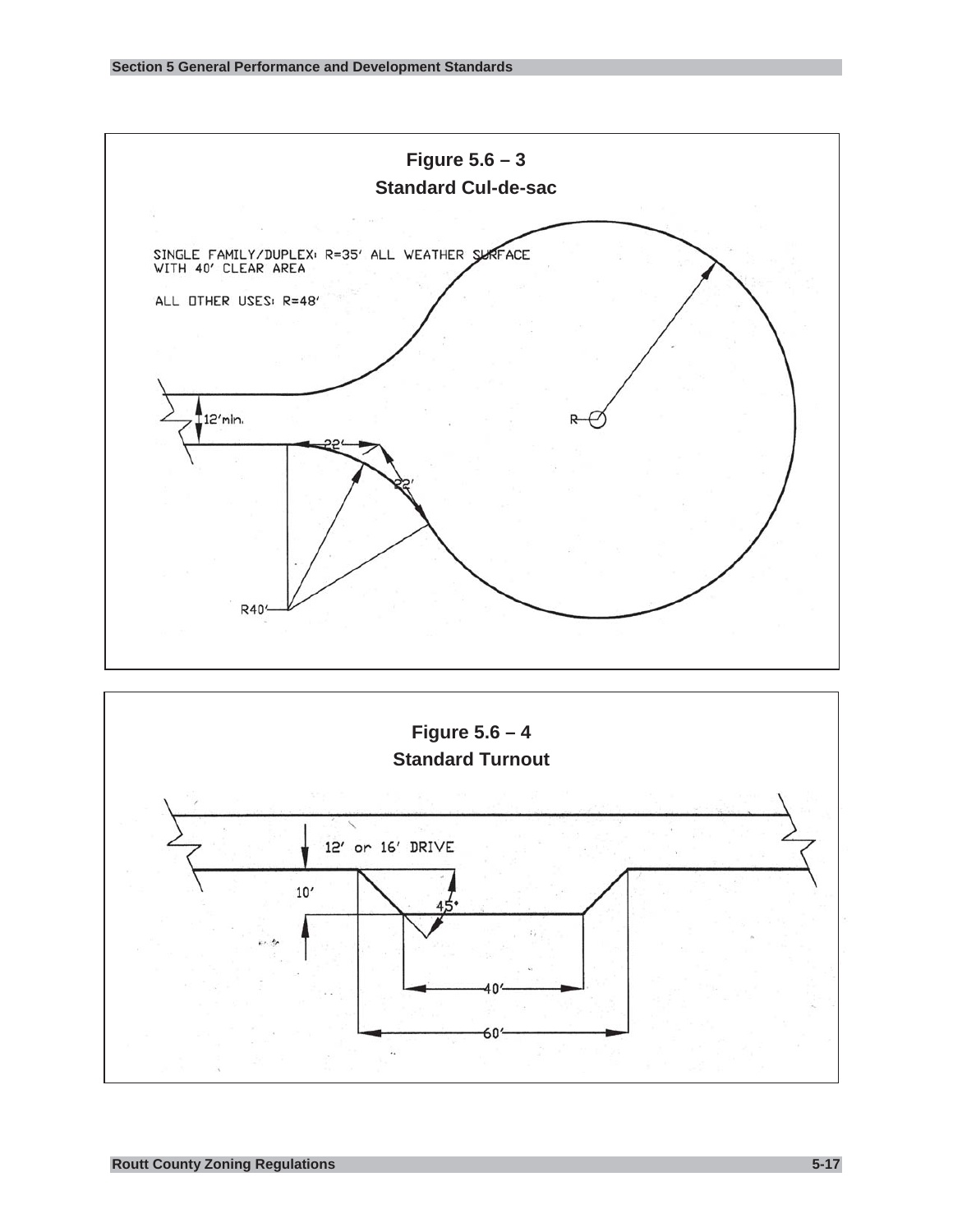**Figure 5.6 – 3**
**Standard Cul-de-sac**

SINGLE FAMILY/DUPLEX: R=35' ALL WEATHER SURFACE WITH 40' CLEAR AREA

ALL OTHER USES: R=48'

12'min.

22'

22'

R

R40'

**Figure 5.6 – 4**
**Standard Turnout**

12' or 16' DRIVE

10'

45°

40'

60'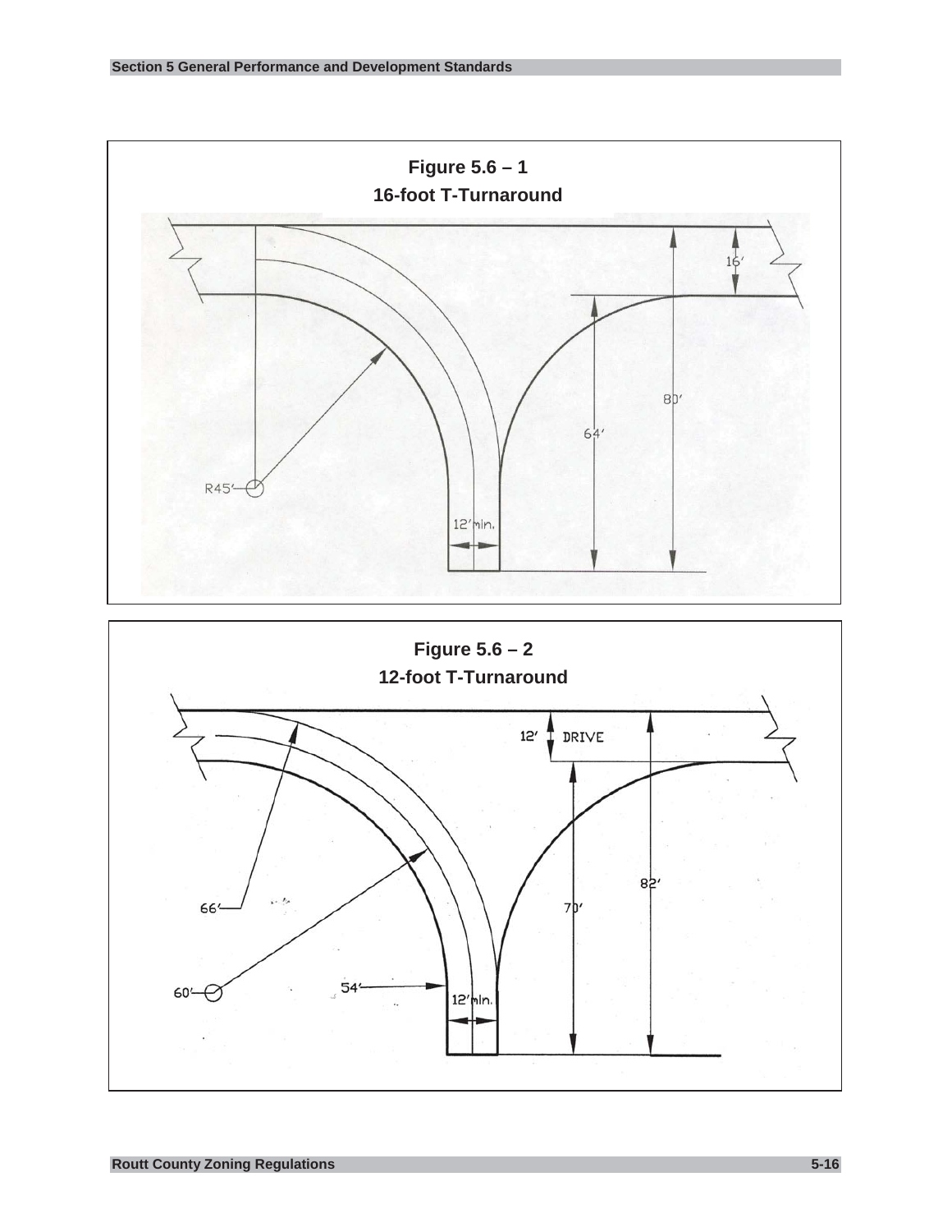**Figure 5.6 – 1**

**16-foot T-Turnaround**

16′

80′

64′

R45′

12′ min.

**Figure 5.6 – 2**

**12-foot T-Turnaround**

12′ DRIVE

82′

70′

66′

60′

54′

12′ min.